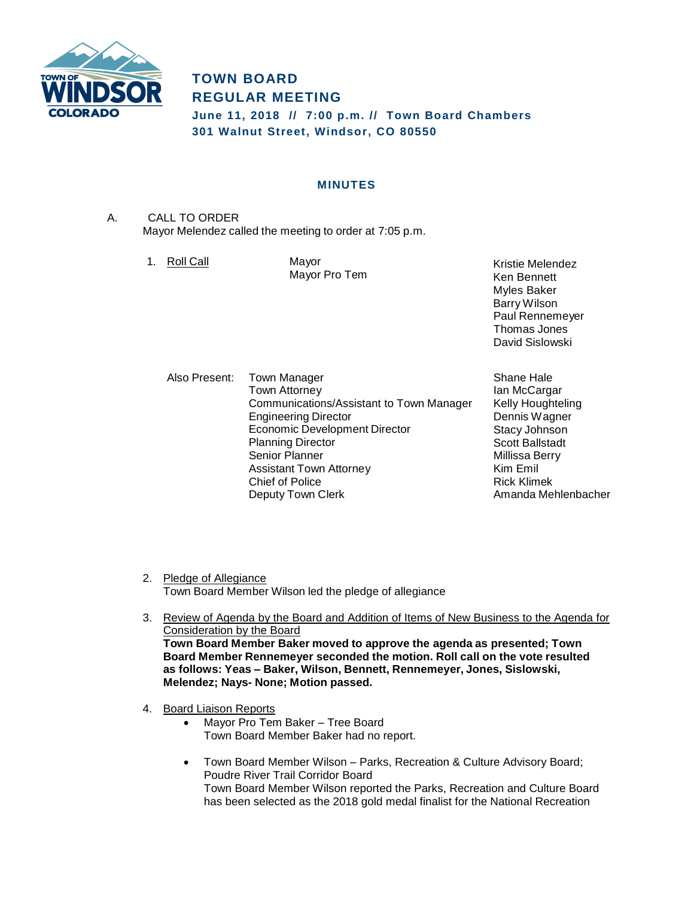# TOWN BOARD
# REGULAR MEETING

**June 11, 2018 // 7:00 p.m. // Town Board Chambers**
**301 Walnut Street, Windsor, CO 80550**

## MINUTES

A. CALL TO ORDER

Mayor Melendez called the meeting to order at 7:05 p.m.

1. Roll Call

| | |
|---|---|
| Mayor | Kristie Melendez |
| Mayor Pro Tem | Ken Bennett |
| | Myles Baker |
| | Barry Wilson |
| | Paul Rennemeyer |
| | Thomas Jones |
| | David Sislowski |

Also Present:

| | |
|---|---|
| Town Manager | Shane Hale |
| Town Attorney | Ian McCargar |
| Communications/Assistant to Town Manager | Kelly Houghteling |
| Engineering Director | Dennis Wagner |
| Economic Development Director | Stacy Johnson |
| Planning Director | Scott Ballstadt |
| Senior Planner | Millissa Berry |
| Assistant Town Attorney | Kim Emil |
| Chief of Police | Rick Klimek |
| Deputy Town Clerk | Amanda Mehlenbacher |

2. Pledge of Allegiance

   Town Board Member Wilson led the pledge of allegiance

3. Review of Agenda by the Board and Addition of Items of New Business to the Agenda for Consideration by the Board

   **Town Board Member Baker moved to approve the agenda as presented; Town Board Member Rennemeyer seconded the motion. Roll call on the vote resulted as follows: Yeas – Baker, Wilson, Bennett, Rennemeyer, Jones, Sislowski, Melendez; Nays- None; Motion passed.**

4. Board Liaison Reports

   - Mayor Pro Tem Baker – Tree Board
     Town Board Member Baker had no report.

   - Town Board Member Wilson – Parks, Recreation & Culture Advisory Board; Poudre River Trail Corridor Board
     Town Board Member Wilson reported the Parks, Recreation and Culture Board has been selected as the 2018 gold medal finalist for the National Recreation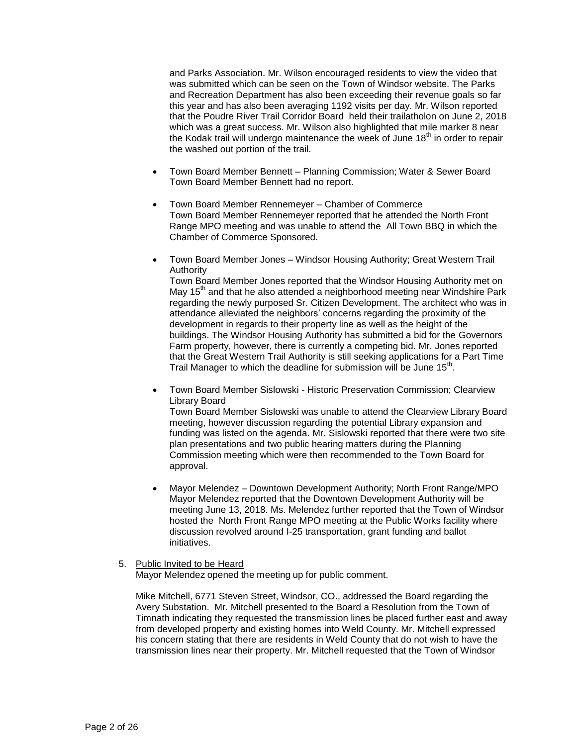and Parks Association. Mr. Wilson encouraged residents to view the video that was submitted which can be seen on the Town of Windsor website. The Parks and Recreation Department has also been exceeding their revenue goals so far this year and has also been averaging 1192 visits per day. Mr. Wilson reported that the Poudre River Trail Corridor Board held their trailatholon on June 2, 2018 which was a great success. Mr. Wilson also highlighted that mile marker 8 near the Kodak trail will undergo maintenance the week of June 18th in order to repair the washed out portion of the trail.

- Town Board Member Bennett – Planning Commission; Water & Sewer Board
  Town Board Member Bennett had no report.

- Town Board Member Rennemeyer – Chamber of Commerce
  Town Board Member Rennemeyer reported that he attended the North Front Range MPO meeting and was unable to attend the All Town BBQ in which the Chamber of Commerce Sponsored.

- Town Board Member Jones – Windsor Housing Authority; Great Western Trail Authority
  Town Board Member Jones reported that the Windsor Housing Authority met on May 15th and that he also attended a neighborhood meeting near Windshire Park regarding the newly purposed Sr. Citizen Development. The architect who was in attendance alleviated the neighbors' concerns regarding the proximity of the development in regards to their property line as well as the height of the buildings. The Windsor Housing Authority has submitted a bid for the Governors Farm property, however, there is currently a competing bid. Mr. Jones reported that the Great Western Trail Authority is still seeking applications for a Part Time Trail Manager to which the deadline for submission will be June 15th.

- Town Board Member Sislowski - Historic Preservation Commission; Clearview Library Board
  Town Board Member Sislowski was unable to attend the Clearview Library Board meeting, however discussion regarding the potential Library expansion and funding was listed on the agenda. Mr. Sislowski reported that there were two site plan presentations and two public hearing matters during the Planning Commission meeting which were then recommended to the Town Board for approval.

- Mayor Melendez – Downtown Development Authority; North Front Range/MPO
  Mayor Melendez reported that the Downtown Development Authority will be meeting June 13, 2018. Ms. Melendez further reported that the Town of Windsor hosted the North Front Range MPO meeting at the Public Works facility where discussion revolved around I-25 transportation, grant funding and ballot initiatives.

5. Public Invited to be Heard
   Mayor Melendez opened the meeting up for public comment.

   Mike Mitchell, 6771 Steven Street, Windsor, CO., addressed the Board regarding the Avery Substation. Mr. Mitchell presented to the Board a Resolution from the Town of Timnath indicating they requested the transmission lines be placed further east and away from developed property and existing homes into Weld County. Mr. Mitchell expressed his concern stating that there are residents in Weld County that do not wish to have the transmission lines near their property. Mr. Mitchell requested that the Town of Windsor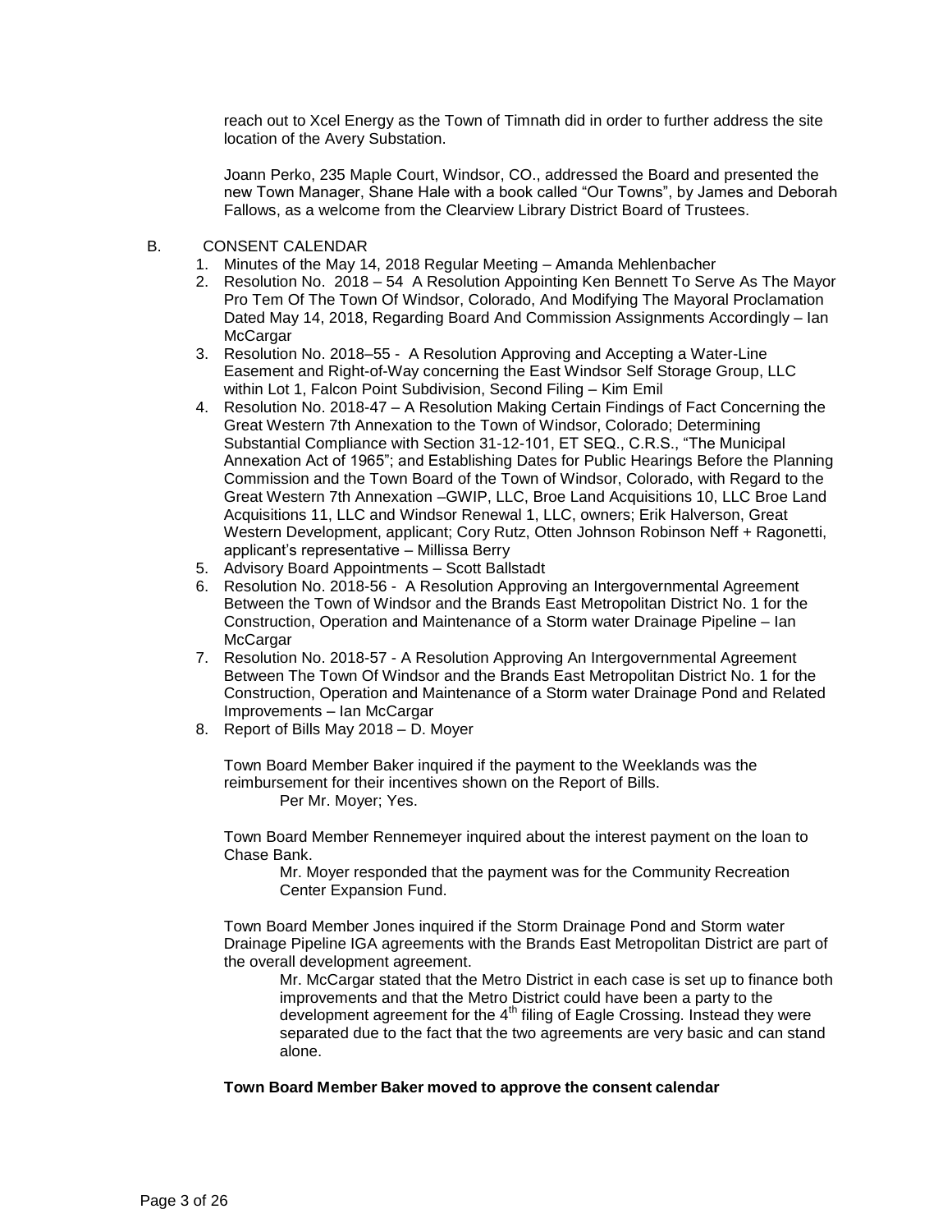reach out to Xcel Energy as the Town of Timnath did in order to further address the site location of the Avery Substation.

Joann Perko, 235 Maple Court, Windsor, CO., addressed the Board and presented the new Town Manager, Shane Hale with a book called "Our Towns", by James and Deborah Fallows, as a welcome from the Clearview Library District Board of Trustees.

B. CONSENT CALENDAR

1. Minutes of the May 14, 2018 Regular Meeting – Amanda Mehlenbacher
2. Resolution No. 2018 – 54 A Resolution Appointing Ken Bennett To Serve As The Mayor Pro Tem Of The Town Of Windsor, Colorado, And Modifying The Mayoral Proclamation Dated May 14, 2018, Regarding Board And Commission Assignments Accordingly – Ian McCargar
3. Resolution No. 2018–55 - A Resolution Approving and Accepting a Water-Line Easement and Right-of-Way concerning the East Windsor Self Storage Group, LLC within Lot 1, Falcon Point Subdivision, Second Filing – Kim Emil
4. Resolution No. 2018-47 – A Resolution Making Certain Findings of Fact Concerning the Great Western 7th Annexation to the Town of Windsor, Colorado; Determining Substantial Compliance with Section 31-12-101, ET SEQ., C.R.S., "The Municipal Annexation Act of 1965"; and Establishing Dates for Public Hearings Before the Planning Commission and the Town Board of the Town of Windsor, Colorado, with Regard to the Great Western 7th Annexation –GWIP, LLC, Broe Land Acquisitions 10, LLC Broe Land Acquisitions 11, LLC and Windsor Renewal 1, LLC, owners; Erik Halverson, Great Western Development, applicant; Cory Rutz, Otten Johnson Robinson Neff + Ragonetti, applicant's representative – Millissa Berry
5. Advisory Board Appointments – Scott Ballstadt
6. Resolution No. 2018-56 - A Resolution Approving an Intergovernmental Agreement Between the Town of Windsor and the Brands East Metropolitan District No. 1 for the Construction, Operation and Maintenance of a Storm water Drainage Pipeline – Ian McCargar
7. Resolution No. 2018-57 - A Resolution Approving An Intergovernmental Agreement Between The Town Of Windsor and the Brands East Metropolitan District No. 1 for the Construction, Operation and Maintenance of a Storm water Drainage Pond and Related Improvements – Ian McCargar
8. Report of Bills May 2018 – D. Moyer

Town Board Member Baker inquired if the payment to the Weeklands was the reimbursement for their incentives shown on the Report of Bills.

Per Mr. Moyer; Yes.

Town Board Member Rennemeyer inquired about the interest payment on the loan to Chase Bank.

Mr. Moyer responded that the payment was for the Community Recreation Center Expansion Fund.

Town Board Member Jones inquired if the Storm Drainage Pond and Storm water Drainage Pipeline IGA agreements with the Brands East Metropolitan District are part of the overall development agreement.

Mr. McCargar stated that the Metro District in each case is set up to finance both improvements and that the Metro District could have been a party to the development agreement for the 4th filing of Eagle Crossing. Instead they were separated due to the fact that the two agreements are very basic and can stand alone.

**Town Board Member Baker moved to approve the consent calendar**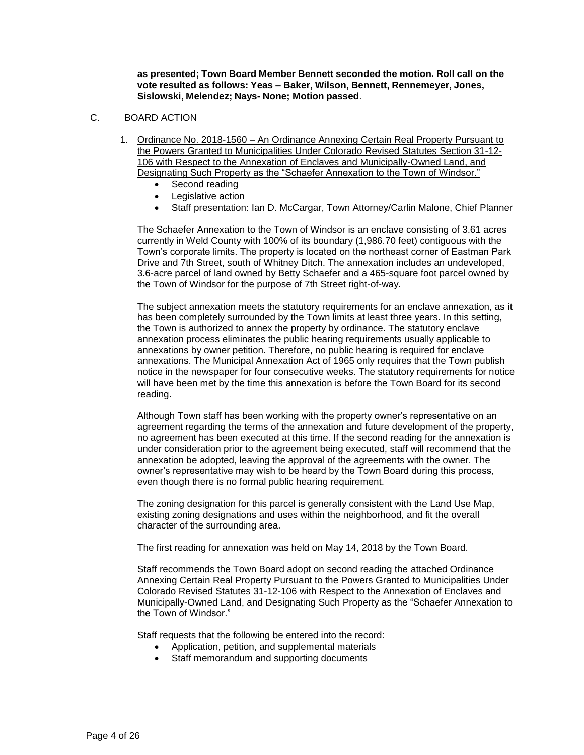**as presented; Town Board Member Bennett seconded the motion. Roll call on the vote resulted as follows: Yeas – Baker, Wilson, Bennett, Rennemeyer, Jones, Sislowski, Melendez; Nays- None; Motion passed**.

C. BOARD ACTION

1. Ordinance No. 2018-1560 – An Ordinance Annexing Certain Real Property Pursuant to the Powers Granted to Municipalities Under Colorado Revised Statutes Section 31-12-106 with Respect to the Annexation of Enclaves and Municipally-Owned Land, and Designating Such Property as the "Schaefer Annexation to the Town of Windsor."
   - Second reading
   - Legislative action
   - Staff presentation: Ian D. McCargar, Town Attorney/Carlin Malone, Chief Planner

   The Schaefer Annexation to the Town of Windsor is an enclave consisting of 3.61 acres currently in Weld County with 100% of its boundary (1,986.70 feet) contiguous with the Town's corporate limits. The property is located on the northeast corner of Eastman Park Drive and 7th Street, south of Whitney Ditch. The annexation includes an undeveloped, 3.6-acre parcel of land owned by Betty Schaefer and a 465-square foot parcel owned by the Town of Windsor for the purpose of 7th Street right-of-way.

   The subject annexation meets the statutory requirements for an enclave annexation, as it has been completely surrounded by the Town limits at least three years. In this setting, the Town is authorized to annex the property by ordinance. The statutory enclave annexation process eliminates the public hearing requirements usually applicable to annexations by owner petition. Therefore, no public hearing is required for enclave annexations. The Municipal Annexation Act of 1965 only requires that the Town publish notice in the newspaper for four consecutive weeks. The statutory requirements for notice will have been met by the time this annexation is before the Town Board for its second reading.

   Although Town staff has been working with the property owner's representative on an agreement regarding the terms of the annexation and future development of the property, no agreement has been executed at this time. If the second reading for the annexation is under consideration prior to the agreement being executed, staff will recommend that the annexation be adopted, leaving the approval of the agreements with the owner. The owner's representative may wish to be heard by the Town Board during this process, even though there is no formal public hearing requirement.

   The zoning designation for this parcel is generally consistent with the Land Use Map, existing zoning designations and uses within the neighborhood, and fit the overall character of the surrounding area.

   The first reading for annexation was held on May 14, 2018 by the Town Board.

   Staff recommends the Town Board adopt on second reading the attached Ordinance Annexing Certain Real Property Pursuant to the Powers Granted to Municipalities Under Colorado Revised Statutes 31-12-106 with Respect to the Annexation of Enclaves and Municipally-Owned Land, and Designating Such Property as the "Schaefer Annexation to the Town of Windsor."

   Staff requests that the following be entered into the record:
   - Application, petition, and supplemental materials
   - Staff memorandum and supporting documents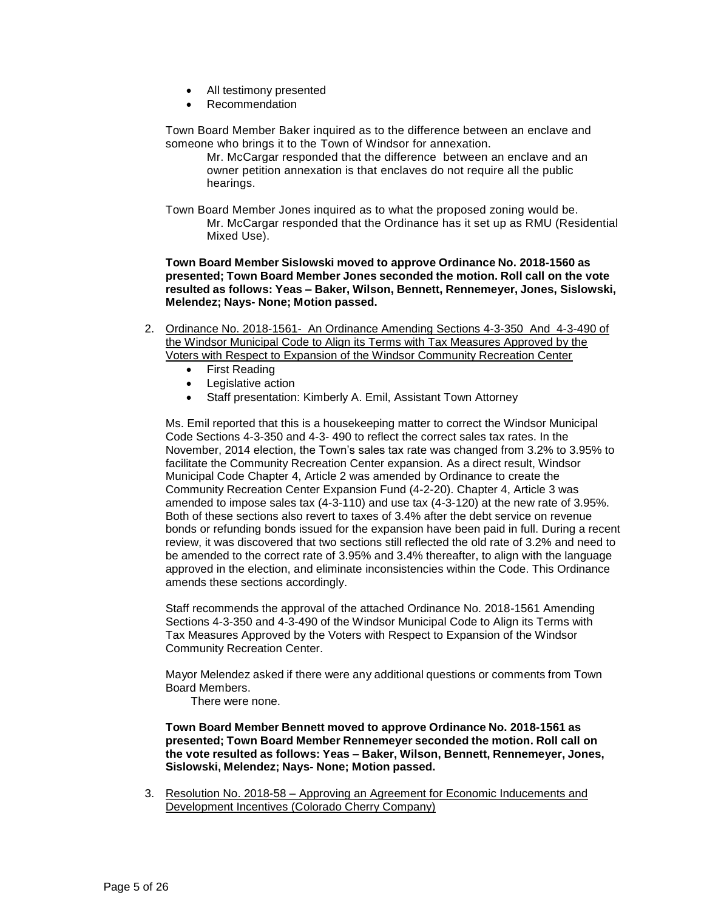- All testimony presented
- Recommendation

Town Board Member Baker inquired as to the difference between an enclave and someone who brings it to the Town of Windsor for annexation.

> Mr. McCargar responded that the difference between an enclave and an owner petition annexation is that enclaves do not require all the public hearings.

Town Board Member Jones inquired as to what the proposed zoning would be.

> Mr. McCargar responded that the Ordinance has it set up as RMU (Residential Mixed Use).

**Town Board Member Sislowski moved to approve Ordinance No. 2018-1560 as presented; Town Board Member Jones seconded the motion. Roll call on the vote resulted as follows: Yeas – Baker, Wilson, Bennett, Rennemeyer, Jones, Sislowski, Melendez; Nays- None; Motion passed.**

2. Ordinance No. 2018-1561- An Ordinance Amending Sections 4-3-350 And 4-3-490 of the Windsor Municipal Code to Align its Terms with Tax Measures Approved by the Voters with Respect to Expansion of the Windsor Community Recreation Center
   - First Reading
   - Legislative action
   - Staff presentation: Kimberly A. Emil, Assistant Town Attorney

   Ms. Emil reported that this is a housekeeping matter to correct the Windsor Municipal Code Sections 4-3-350 and 4-3- 490 to reflect the correct sales tax rates. In the November, 2014 election, the Town's sales tax rate was changed from 3.2% to 3.95% to facilitate the Community Recreation Center expansion. As a direct result, Windsor Municipal Code Chapter 4, Article 2 was amended by Ordinance to create the Community Recreation Center Expansion Fund (4-2-20). Chapter 4, Article 3 was amended to impose sales tax (4-3-110) and use tax (4-3-120) at the new rate of 3.95%. Both of these sections also revert to taxes of 3.4% after the debt service on revenue bonds or refunding bonds issued for the expansion have been paid in full. During a recent review, it was discovered that two sections still reflected the old rate of 3.2% and need to be amended to the correct rate of 3.95% and 3.4% thereafter, to align with the language approved in the election, and eliminate inconsistencies within the Code. This Ordinance amends these sections accordingly.

   Staff recommends the approval of the attached Ordinance No. 2018-1561 Amending Sections 4-3-350 and 4-3-490 of the Windsor Municipal Code to Align its Terms with Tax Measures Approved by the Voters with Respect to Expansion of the Windsor Community Recreation Center.

   Mayor Melendez asked if there were any additional questions or comments from Town Board Members.

   > There were none.

   **Town Board Member Bennett moved to approve Ordinance No. 2018-1561 as presented; Town Board Member Rennemeyer seconded the motion. Roll call on the vote resulted as follows: Yeas – Baker, Wilson, Bennett, Rennemeyer, Jones, Sislowski, Melendez; Nays- None; Motion passed.**

3. Resolution No. 2018-58 – Approving an Agreement for Economic Inducements and Development Incentives (Colorado Cherry Company)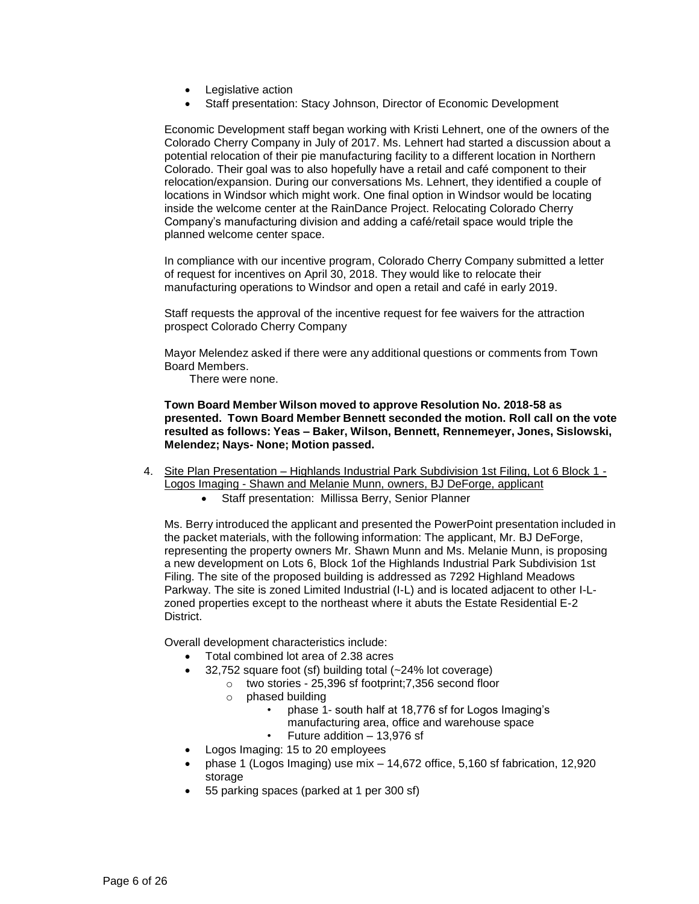- Legislative action
- Staff presentation: Stacy Johnson, Director of Economic Development

Economic Development staff began working with Kristi Lehnert, one of the owners of the Colorado Cherry Company in July of 2017. Ms. Lehnert had started a discussion about a potential relocation of their pie manufacturing facility to a different location in Northern Colorado. Their goal was to also hopefully have a retail and café component to their relocation/expansion. During our conversations Ms. Lehnert, they identified a couple of locations in Windsor which might work. One final option in Windsor would be locating inside the welcome center at the RainDance Project. Relocating Colorado Cherry Company's manufacturing division and adding a café/retail space would triple the planned welcome center space.

In compliance with our incentive program, Colorado Cherry Company submitted a letter of request for incentives on April 30, 2018. They would like to relocate their manufacturing operations to Windsor and open a retail and café in early 2019.

Staff requests the approval of the incentive request for fee waivers for the attraction prospect Colorado Cherry Company

Mayor Melendez asked if there were any additional questions or comments from Town Board Members.

There were none.

**Town Board Member Wilson moved to approve Resolution No. 2018-58 as presented. Town Board Member Bennett seconded the motion. Roll call on the vote resulted as follows: Yeas – Baker, Wilson, Bennett, Rennemeyer, Jones, Sislowski, Melendez; Nays- None; Motion passed.**

4. Site Plan Presentation – Highlands Industrial Park Subdivision 1st Filing, Lot 6 Block 1 - Logos Imaging - Shawn and Melanie Munn, owners, BJ DeForge, applicant
   - Staff presentation: Millissa Berry, Senior Planner

Ms. Berry introduced the applicant and presented the PowerPoint presentation included in the packet materials, with the following information: The applicant, Mr. BJ DeForge, representing the property owners Mr. Shawn Munn and Ms. Melanie Munn, is proposing a new development on Lots 6, Block 1of the Highlands Industrial Park Subdivision 1st Filing. The site of the proposed building is addressed as 7292 Highland Meadows Parkway. The site is zoned Limited Industrial (I-L) and is located adjacent to other I-L-zoned properties except to the northeast where it abuts the Estate Residential E-2 District.

Overall development characteristics include:

- Total combined lot area of 2.38 acres
- 32,752 square foot (sf) building total (~24% lot coverage)
  - two stories - 25,396 sf footprint;7,356 second floor
  - phased building
    - phase 1- south half at 18,776 sf for Logos Imaging's manufacturing area, office and warehouse space
    - Future addition – 13,976 sf
- Logos Imaging: 15 to 20 employees
- phase 1 (Logos Imaging) use mix – 14,672 office, 5,160 sf fabrication, 12,920 storage
- 55 parking spaces (parked at 1 per 300 sf)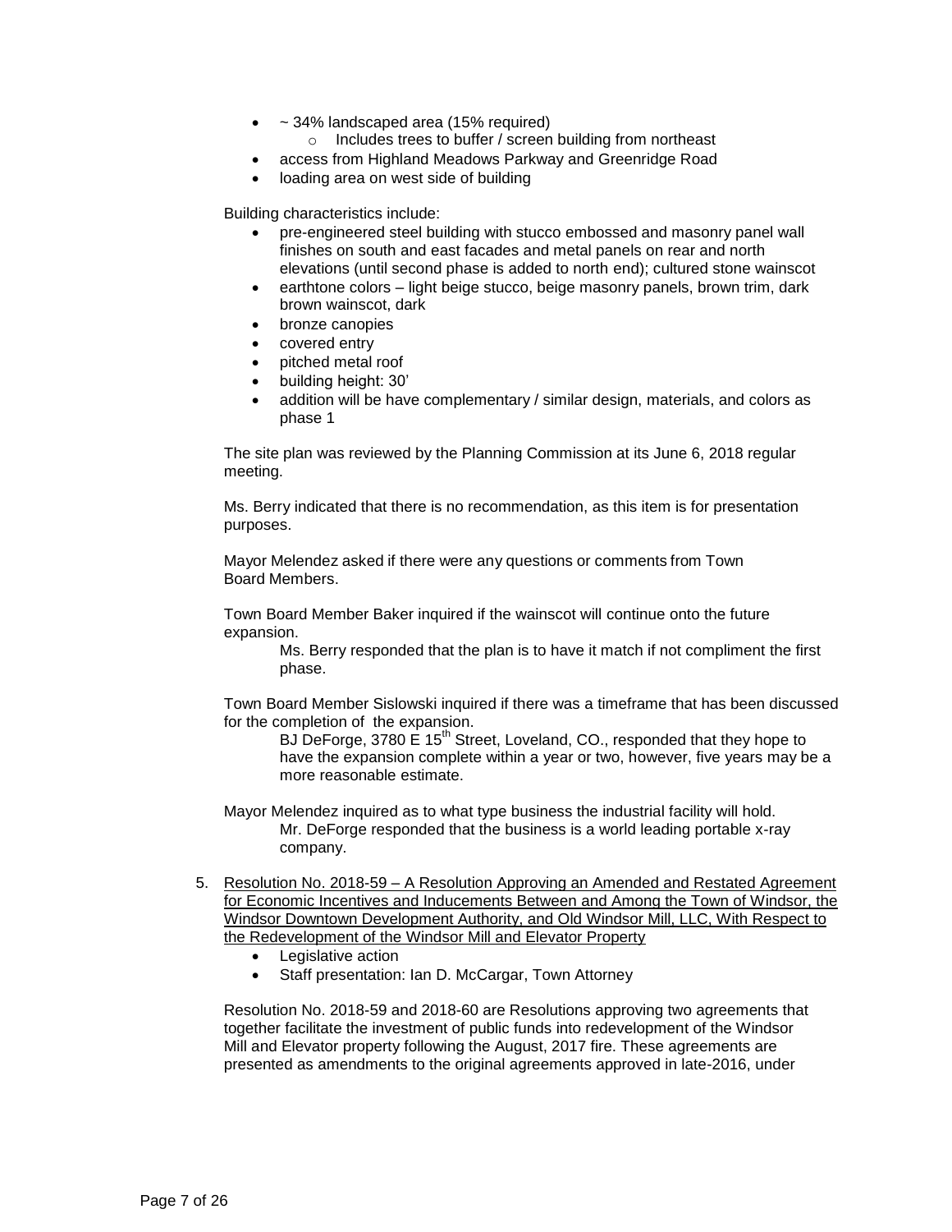- ~ 34% landscaped area (15% required)
    - Includes trees to buffer / screen building from northeast
- access from Highland Meadows Parkway and Greenridge Road
- loading area on west side of building

Building characteristics include:

- pre-engineered steel building with stucco embossed and masonry panel wall finishes on south and east facades and metal panels on rear and north elevations (until second phase is added to north end); cultured stone wainscot
- earthtone colors – light beige stucco, beige masonry panels, brown trim, dark brown wainscot, dark
- bronze canopies
- covered entry
- pitched metal roof
- building height: 30'
- addition will be have complementary / similar design, materials, and colors as phase 1

The site plan was reviewed by the Planning Commission at its June 6, 2018 regular meeting.

Ms. Berry indicated that there is no recommendation, as this item is for presentation purposes.

Mayor Melendez asked if there were any questions or comments from Town Board Members.

Town Board Member Baker inquired if the wainscot will continue onto the future expansion.

> Ms. Berry responded that the plan is to have it match if not compliment the first phase.

Town Board Member Sislowski inquired if there was a timeframe that has been discussed for the completion of the expansion.

> BJ DeForge, 3780 E 15th Street, Loveland, CO., responded that they hope to have the expansion complete within a year or two, however, five years may be a more reasonable estimate.

Mayor Melendez inquired as to what type business the industrial facility will hold.

> Mr. DeForge responded that the business is a world leading portable x-ray company.

5. Resolution No. 2018-59 – A Resolution Approving an Amended and Restated Agreement for Economic Incentives and Inducements Between and Among the Town of Windsor, the Windsor Downtown Development Authority, and Old Windsor Mill, LLC, With Respect to the Redevelopment of the Windsor Mill and Elevator Property
    - Legislative action
    - Staff presentation: Ian D. McCargar, Town Attorney

    Resolution No. 2018-59 and 2018-60 are Resolutions approving two agreements that together facilitate the investment of public funds into redevelopment of the Windsor Mill and Elevator property following the August, 2017 fire. These agreements are presented as amendments to the original agreements approved in late-2016, under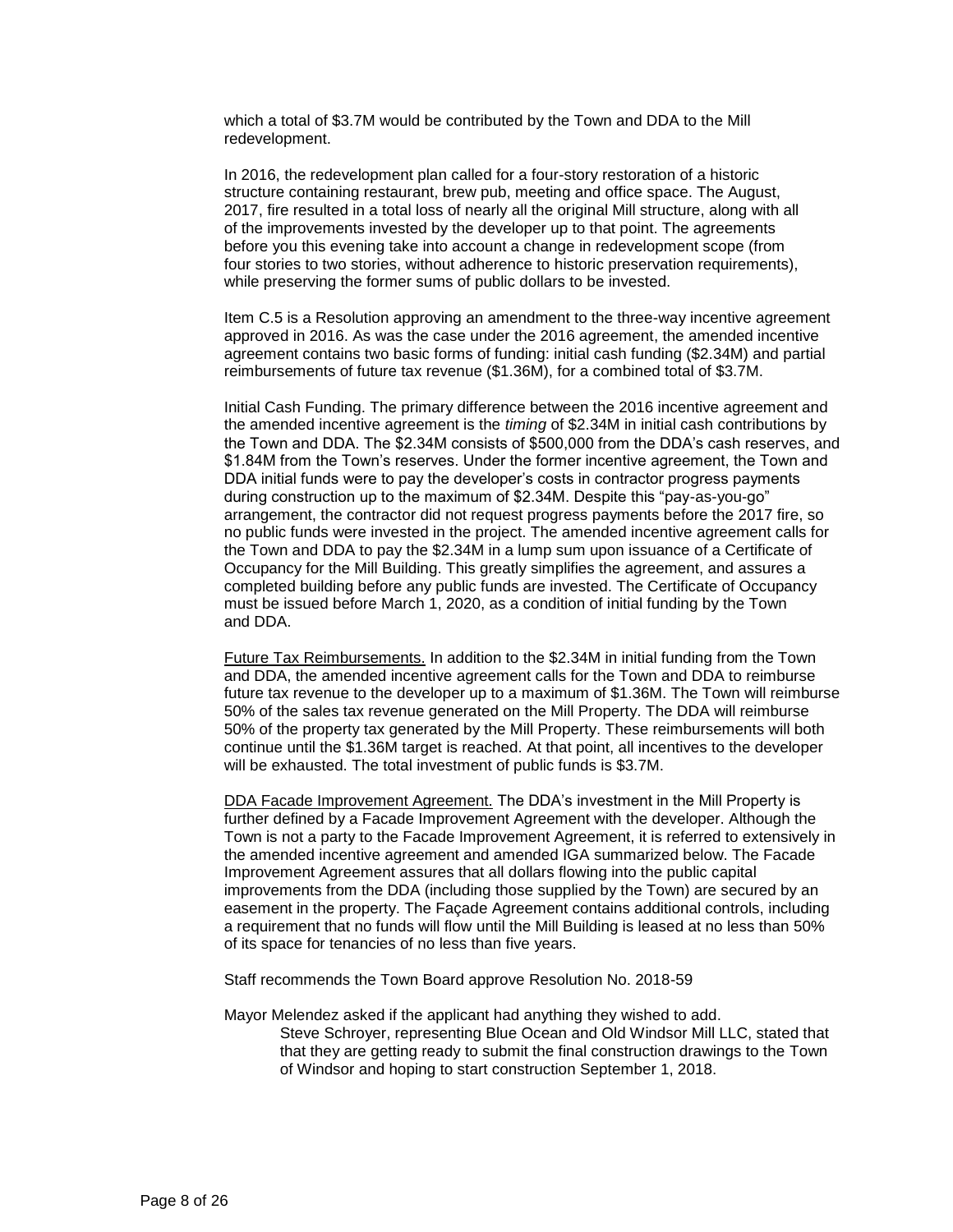which a total of $3.7M would be contributed by the Town and DDA to the Mill redevelopment.

In 2016, the redevelopment plan called for a four-story restoration of a historic structure containing restaurant, brew pub, meeting and office space. The August, 2017, fire resulted in a total loss of nearly all the original Mill structure, along with all of the improvements invested by the developer up to that point. The agreements before you this evening take into account a change in redevelopment scope (from four stories to two stories, without adherence to historic preservation requirements), while preserving the former sums of public dollars to be invested.

Item C.5 is a Resolution approving an amendment to the three-way incentive agreement approved in 2016. As was the case under the 2016 agreement, the amended incentive agreement contains two basic forms of funding: initial cash funding ($2.34M) and partial reimbursements of future tax revenue ($1.36M), for a combined total of $3.7M.

Initial Cash Funding. The primary difference between the 2016 incentive agreement and the amended incentive agreement is the *timing* of $2.34M in initial cash contributions by the Town and DDA. The $2.34M consists of $500,000 from the DDA's cash reserves, and $1.84M from the Town's reserves. Under the former incentive agreement, the Town and DDA initial funds were to pay the developer's costs in contractor progress payments during construction up to the maximum of $2.34M. Despite this "pay-as-you-go" arrangement, the contractor did not request progress payments before the 2017 fire, so no public funds were invested in the project. The amended incentive agreement calls for the Town and DDA to pay the $2.34M in a lump sum upon issuance of a Certificate of Occupancy for the Mill Building. This greatly simplifies the agreement, and assures a completed building before any public funds are invested. The Certificate of Occupancy must be issued before March 1, 2020, as a condition of initial funding by the Town and DDA.

<u>Future Tax Reimbursements.</u> In addition to the $2.34M in initial funding from the Town and DDA, the amended incentive agreement calls for the Town and DDA to reimburse future tax revenue to the developer up to a maximum of $1.36M. The Town will reimburse 50% of the sales tax revenue generated on the Mill Property. The DDA will reimburse 50% of the property tax generated by the Mill Property. These reimbursements will both continue until the $1.36M target is reached. At that point, all incentives to the developer will be exhausted. The total investment of public funds is $3.7M.

<u>DDA Facade Improvement Agreement.</u> The DDA's investment in the Mill Property is further defined by a Facade Improvement Agreement with the developer. Although the Town is not a party to the Facade Improvement Agreement, it is referred to extensively in the amended incentive agreement and amended IGA summarized below. The Facade Improvement Agreement assures that all dollars flowing into the public capital improvements from the DDA (including those supplied by the Town) are secured by an easement in the property. The Façade Agreement contains additional controls, including a requirement that no funds will flow until the Mill Building is leased at no less than 50% of its space for tenancies of no less than five years.

Staff recommends the Town Board approve Resolution No. 2018-59

Mayor Melendez asked if the applicant had anything they wished to add.

Steve Schroyer, representing Blue Ocean and Old Windsor Mill LLC, stated that that they are getting ready to submit the final construction drawings to the Town of Windsor and hoping to start construction September 1, 2018.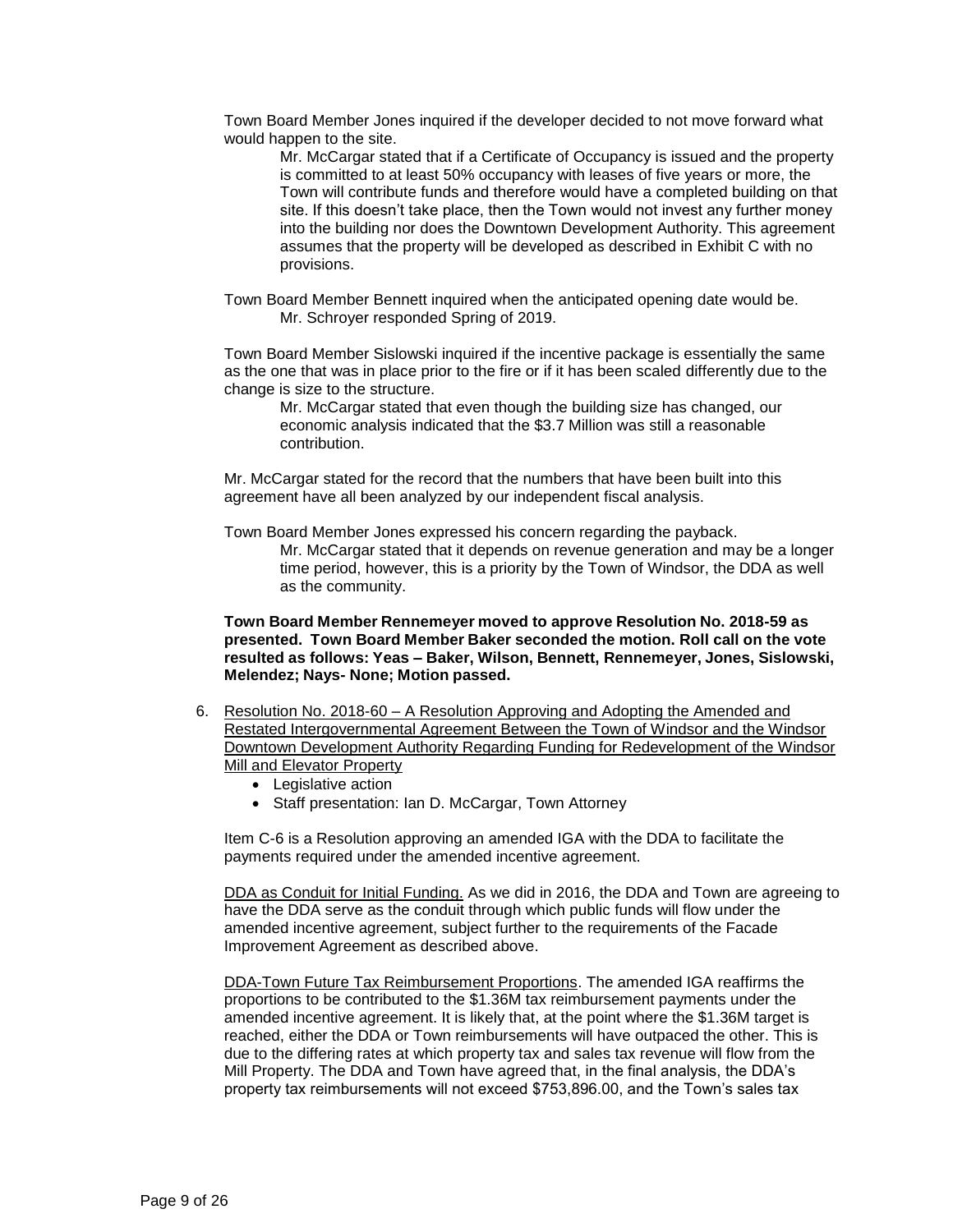Town Board Member Jones inquired if the developer decided to not move forward what would happen to the site.

> Mr. McCargar stated that if a Certificate of Occupancy is issued and the property is committed to at least 50% occupancy with leases of five years or more, the Town will contribute funds and therefore would have a completed building on that site. If this doesn't take place, then the Town would not invest any further money into the building nor does the Downtown Development Authority. This agreement assumes that the property will be developed as described in Exhibit C with no provisions.

Town Board Member Bennett inquired when the anticipated opening date would be.

> Mr. Schroyer responded Spring of 2019.

Town Board Member Sislowski inquired if the incentive package is essentially the same as the one that was in place prior to the fire or if it has been scaled differently due to the change is size to the structure.

> Mr. McCargar stated that even though the building size has changed, our economic analysis indicated that the $3.7 Million was still a reasonable contribution.

Mr. McCargar stated for the record that the numbers that have been built into this agreement have all been analyzed by our independent fiscal analysis.

Town Board Member Jones expressed his concern regarding the payback.

> Mr. McCargar stated that it depends on revenue generation and may be a longer time period, however, this is a priority by the Town of Windsor, the DDA as well as the community.

**Town Board Member Rennemeyer moved to approve Resolution No. 2018-59 as presented. Town Board Member Baker seconded the motion. Roll call on the vote resulted as follows: Yeas – Baker, Wilson, Bennett, Rennemeyer, Jones, Sislowski, Melendez; Nays- None; Motion passed.**

6. <u>Resolution No. 2018-60 – A Resolution Approving and Adopting the Amended and Restated Intergovernmental Agreement Between the Town of Windsor and the Windsor Downtown Development Authority Regarding Funding for Redevelopment of the Windsor Mill and Elevator Property</u>
   - Legislative action
   - Staff presentation: Ian D. McCargar, Town Attorney

   Item C-6 is a Resolution approving an amended IGA with the DDA to facilitate the payments required under the amended incentive agreement.

   <u>DDA as Conduit for Initial Funding.</u> As we did in 2016, the DDA and Town are agreeing to have the DDA serve as the conduit through which public funds will flow under the amended incentive agreement, subject further to the requirements of the Facade Improvement Agreement as described above.

   <u>DDA-Town Future Tax Reimbursement Proportions</u>. The amended IGA reaffirms the proportions to be contributed to the $1.36M tax reimbursement payments under the amended incentive agreement. It is likely that, at the point where the $1.36M target is reached, either the DDA or Town reimbursements will have outpaced the other. This is due to the differing rates at which property tax and sales tax revenue will flow from the Mill Property. The DDA and Town have agreed that, in the final analysis, the DDA's property tax reimbursements will not exceed $753,896.00, and the Town's sales tax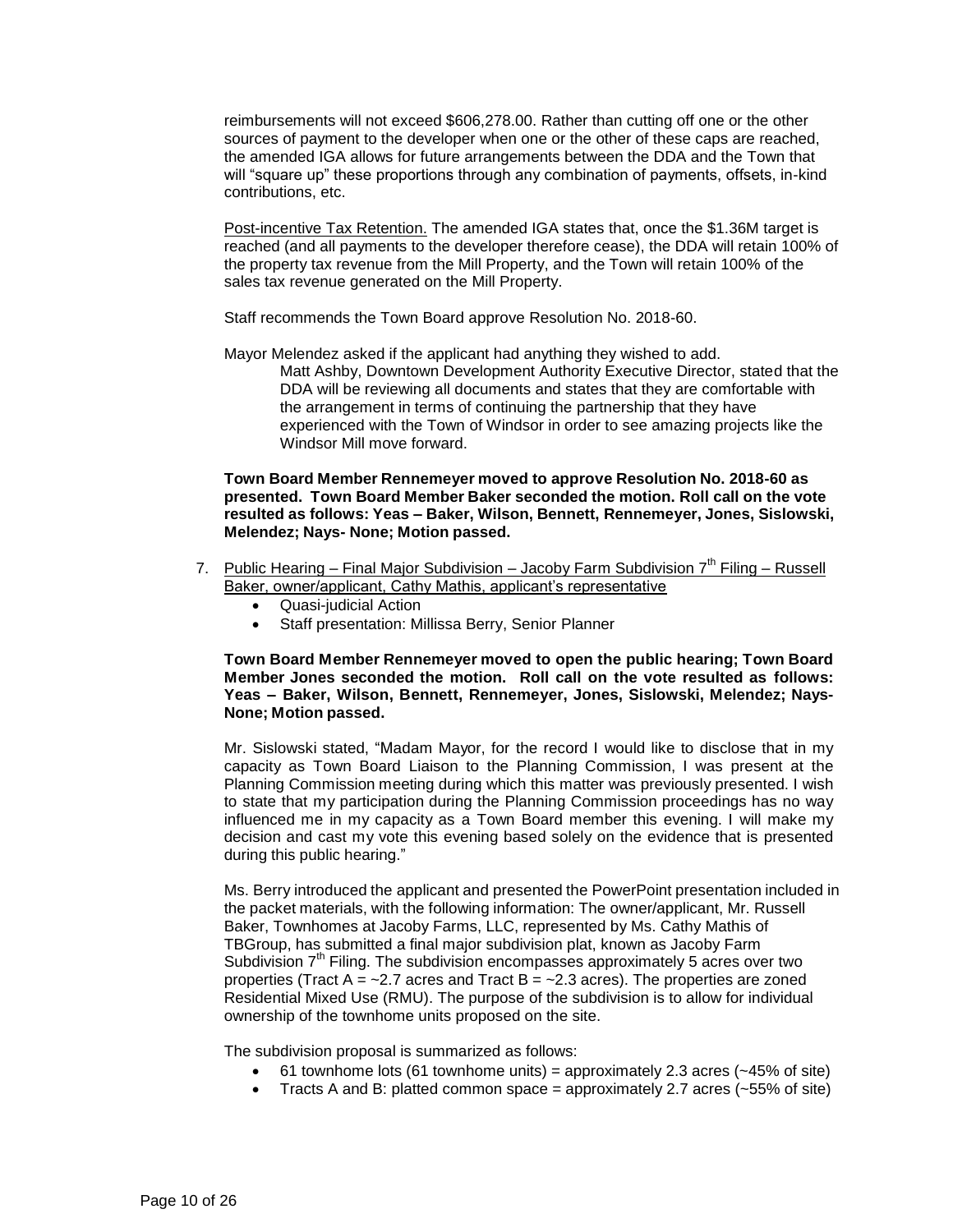reimbursements will not exceed $606,278.00. Rather than cutting off one or the other sources of payment to the developer when one or the other of these caps are reached, the amended IGA allows for future arrangements between the DDA and the Town that will "square up" these proportions through any combination of payments, offsets, in-kind contributions, etc.

<u>Post-incentive Tax Retention.</u> The amended IGA states that, once the $1.36M target is reached (and all payments to the developer therefore cease), the DDA will retain 100% of the property tax revenue from the Mill Property, and the Town will retain 100% of the sales tax revenue generated on the Mill Property.

Staff recommends the Town Board approve Resolution No. 2018-60.

Mayor Melendez asked if the applicant had anything they wished to add.

> Matt Ashby, Downtown Development Authority Executive Director, stated that the DDA will be reviewing all documents and states that they are comfortable with the arrangement in terms of continuing the partnership that they have experienced with the Town of Windsor in order to see amazing projects like the Windsor Mill move forward.

**Town Board Member Rennemeyer moved to approve Resolution No. 2018-60 as presented. Town Board Member Baker seconded the motion. Roll call on the vote resulted as follows: Yeas – Baker, Wilson, Bennett, Rennemeyer, Jones, Sislowski, Melendez; Nays- None; Motion passed.**

7. <u>Public Hearing – Final Major Subdivision – Jacoby Farm Subdivision 7th Filing – Russell Baker, owner/applicant, Cathy Mathis, applicant's representative</u>
   - Quasi-judicial Action
   - Staff presentation: Millissa Berry, Senior Planner

**Town Board Member Rennemeyer moved to open the public hearing; Town Board Member Jones seconded the motion. Roll call on the vote resulted as follows: Yeas – Baker, Wilson, Bennett, Rennemeyer, Jones, Sislowski, Melendez; Nays- None; Motion passed.**

Mr. Sislowski stated, "Madam Mayor, for the record I would like to disclose that in my capacity as Town Board Liaison to the Planning Commission, I was present at the Planning Commission meeting during which this matter was previously presented. I wish to state that my participation during the Planning Commission proceedings has no way influenced me in my capacity as a Town Board member this evening. I will make my decision and cast my vote this evening based solely on the evidence that is presented during this public hearing."

Ms. Berry introduced the applicant and presented the PowerPoint presentation included in the packet materials, with the following information: The owner/applicant, Mr. Russell Baker, Townhomes at Jacoby Farms, LLC, represented by Ms. Cathy Mathis of TBGroup, has submitted a final major subdivision plat, known as Jacoby Farm Subdivision 7th Filing. The subdivision encompasses approximately 5 acres over two properties (Tract A = ~2.7 acres and Tract B = ~2.3 acres). The properties are zoned Residential Mixed Use (RMU). The purpose of the subdivision is to allow for individual ownership of the townhome units proposed on the site.

The subdivision proposal is summarized as follows:

- 61 townhome lots (61 townhome units) = approximately 2.3 acres (~45% of site)
- Tracts A and B: platted common space = approximately 2.7 acres (~55% of site)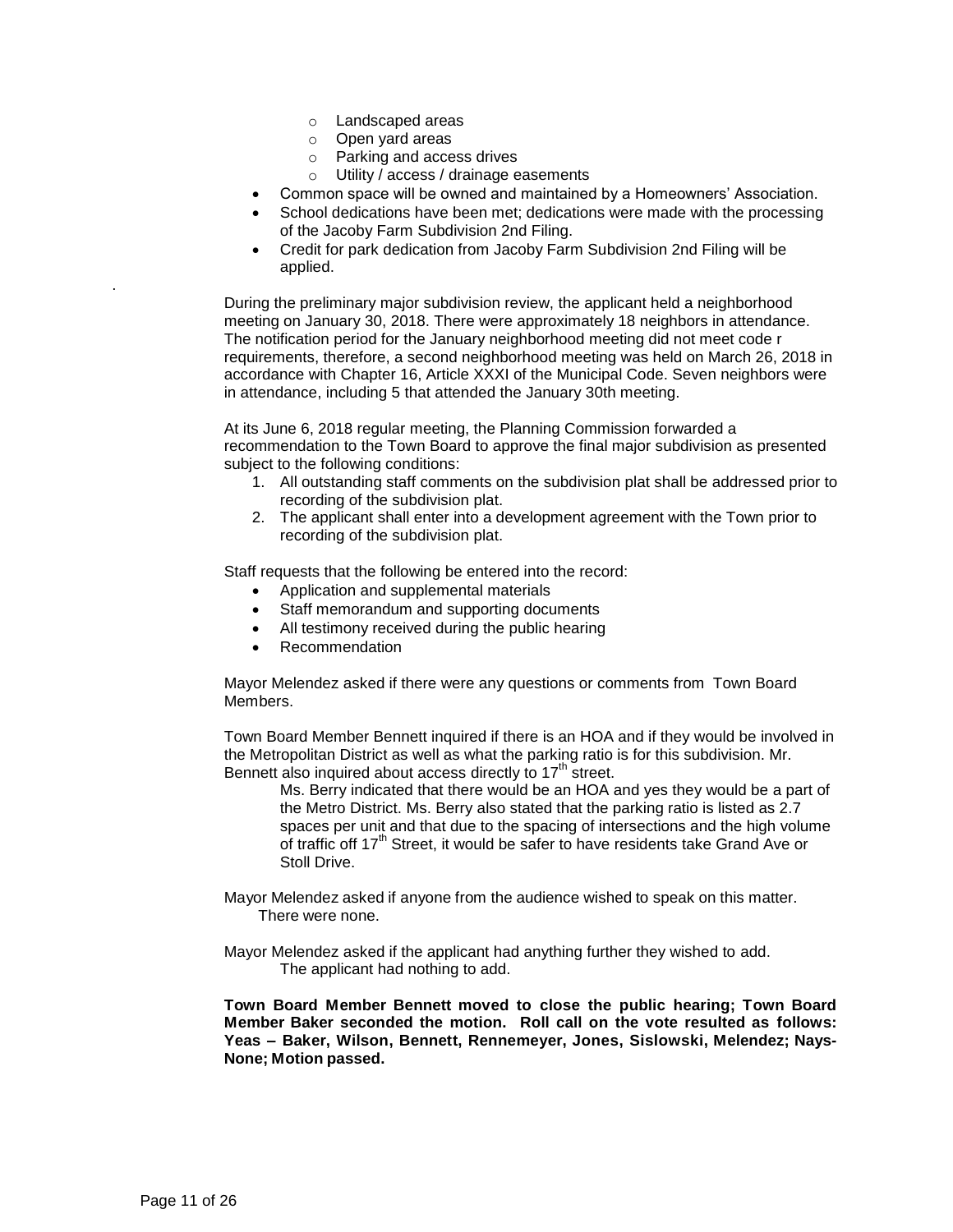- Landscaped areas
  - Open yard areas
  - Parking and access drives
  - Utility / access / drainage easements
- Common space will be owned and maintained by a Homeowners' Association.
- School dedications have been met; dedications were made with the processing of the Jacoby Farm Subdivision 2nd Filing.
- Credit for park dedication from Jacoby Farm Subdivision 2nd Filing will be applied.

During the preliminary major subdivision review, the applicant held a neighborhood meeting on January 30, 2018. There were approximately 18 neighbors in attendance. The notification period for the January neighborhood meeting did not meet code r requirements, therefore, a second neighborhood meeting was held on March 26, 2018 in accordance with Chapter 16, Article XXXI of the Municipal Code. Seven neighbors were in attendance, including 5 that attended the January 30th meeting.

At its June 6, 2018 regular meeting, the Planning Commission forwarded a recommendation to the Town Board to approve the final major subdivision as presented subject to the following conditions:

1. All outstanding staff comments on the subdivision plat shall be addressed prior to recording of the subdivision plat.
2. The applicant shall enter into a development agreement with the Town prior to recording of the subdivision plat.

Staff requests that the following be entered into the record:

- Application and supplemental materials
- Staff memorandum and supporting documents
- All testimony received during the public hearing
- Recommendation

Mayor Melendez asked if there were any questions or comments from Town Board Members.

Town Board Member Bennett inquired if there is an HOA and if they would be involved in the Metropolitan District as well as what the parking ratio is for this subdivision. Mr. Bennett also inquired about access directly to 17th street.

> Ms. Berry indicated that there would be an HOA and yes they would be a part of the Metro District. Ms. Berry also stated that the parking ratio is listed as 2.7 spaces per unit and that due to the spacing of intersections and the high volume of traffic off 17th Street, it would be safer to have residents take Grand Ave or Stoll Drive.

Mayor Melendez asked if anyone from the audience wished to speak on this matter.
There were none.

Mayor Melendez asked if the applicant had anything further they wished to add.
The applicant had nothing to add.

**Town Board Member Bennett moved to close the public hearing; Town Board Member Baker seconded the motion. Roll call on the vote resulted as follows: Yeas – Baker, Wilson, Bennett, Rennemeyer, Jones, Sislowski, Melendez; Nays-None; Motion passed.**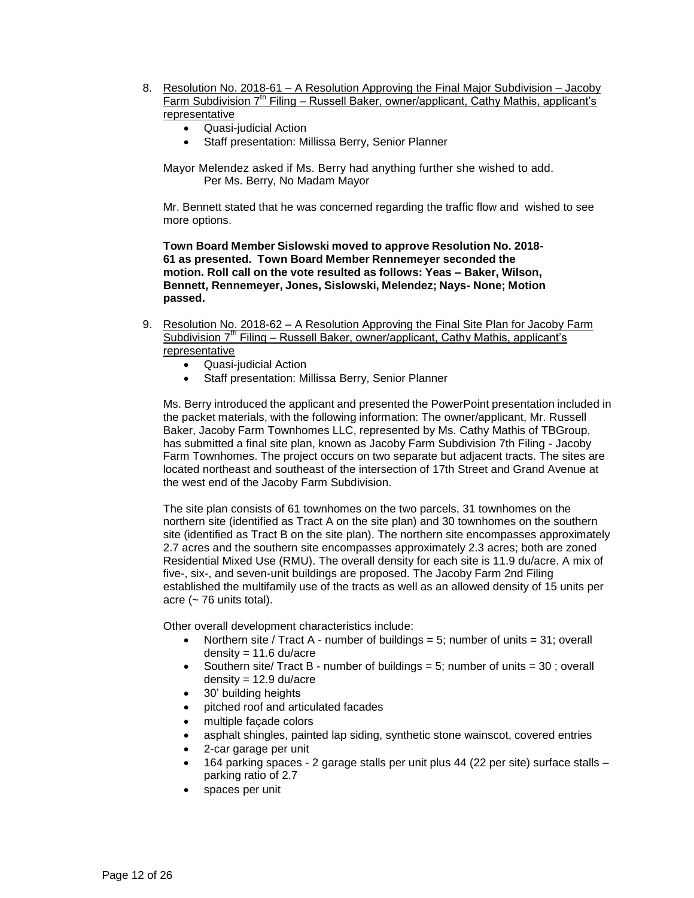8. <u>Resolution No. 2018-61 – A Resolution Approving the Final Major Subdivision – Jacoby Farm Subdivision 7th Filing – Russell Baker, owner/applicant, Cathy Mathis, applicant's representative</u>
   - Quasi-judicial Action
   - Staff presentation: Millissa Berry, Senior Planner

   Mayor Melendez asked if Ms. Berry had anything further she wished to add.
   Per Ms. Berry, No Madam Mayor

   Mr. Bennett stated that he was concerned regarding the traffic flow and wished to see more options.

   **Town Board Member Sislowski moved to approve Resolution No. 2018-61 as presented. Town Board Member Rennemeyer seconded the motion. Roll call on the vote resulted as follows: Yeas – Baker, Wilson, Bennett, Rennemeyer, Jones, Sislowski, Melendez; Nays- None; Motion passed.**

9. <u>Resolution No. 2018-62 – A Resolution Approving the Final Site Plan for Jacoby Farm Subdivision 7th Filing – Russell Baker, owner/applicant, Cathy Mathis, applicant's representative</u>
   - Quasi-judicial Action
   - Staff presentation: Millissa Berry, Senior Planner

   Ms. Berry introduced the applicant and presented the PowerPoint presentation included in the packet materials, with the following information: The owner/applicant, Mr. Russell Baker, Jacoby Farm Townhomes LLC, represented by Ms. Cathy Mathis of TBGroup, has submitted a final site plan, known as Jacoby Farm Subdivision 7th Filing - Jacoby Farm Townhomes. The project occurs on two separate but adjacent tracts. The sites are located northeast and southeast of the intersection of 17th Street and Grand Avenue at the west end of the Jacoby Farm Subdivision.

   The site plan consists of 61 townhomes on the two parcels, 31 townhomes on the northern site (identified as Tract A on the site plan) and 30 townhomes on the southern site (identified as Tract B on the site plan). The northern site encompasses approximately 2.7 acres and the southern site encompasses approximately 2.3 acres; both are zoned Residential Mixed Use (RMU). The overall density for each site is 11.9 du/acre. A mix of five-, six-, and seven-unit buildings are proposed. The Jacoby Farm 2nd Filing established the multifamily use of the tracts as well as an allowed density of 15 units per acre (~ 76 units total).

   Other overall development characteristics include:
   - Northern site / Tract A - number of buildings = 5; number of units = 31; overall density = 11.6 du/acre
   - Southern site/ Tract B - number of buildings = 5; number of units = 30 ; overall density = 12.9 du/acre
   - 30' building heights
   - pitched roof and articulated facades
   - multiple façade colors
   - asphalt shingles, painted lap siding, synthetic stone wainscot, covered entries
   - 2-car garage per unit
   - 164 parking spaces - 2 garage stalls per unit plus 44 (22 per site) surface stalls – parking ratio of 2.7
   - spaces per unit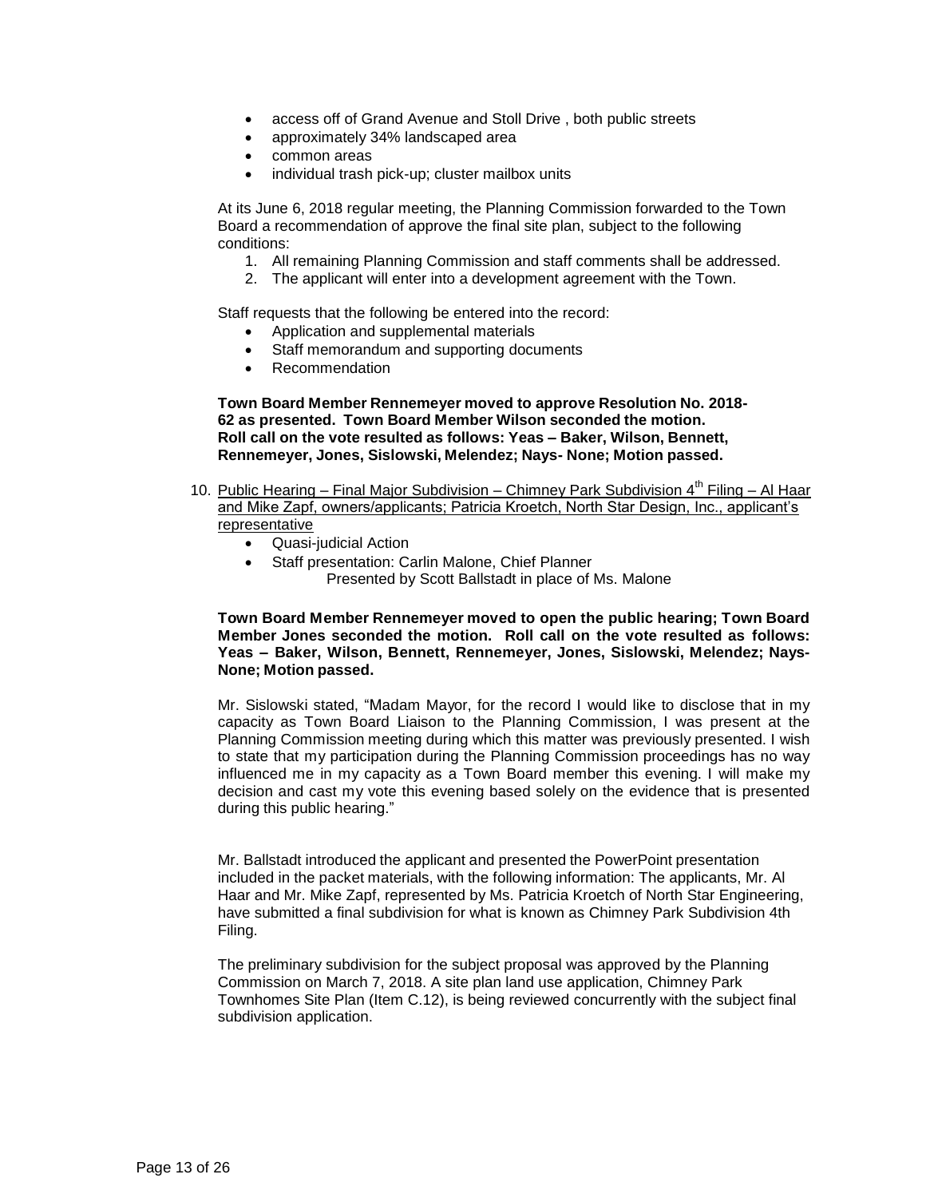- access off of Grand Avenue and Stoll Drive , both public streets
- approximately 34% landscaped area
- common areas
- individual trash pick-up; cluster mailbox units

At its June 6, 2018 regular meeting, the Planning Commission forwarded to the Town Board a recommendation of approve the final site plan, subject to the following conditions:

1. All remaining Planning Commission and staff comments shall be addressed.
2. The applicant will enter into a development agreement with the Town.

Staff requests that the following be entered into the record:

- Application and supplemental materials
- Staff memorandum and supporting documents
- Recommendation

**Town Board Member Rennemeyer moved to approve Resolution No. 2018-62 as presented. Town Board Member Wilson seconded the motion. Roll call on the vote resulted as follows: Yeas – Baker, Wilson, Bennett, Rennemeyer, Jones, Sislowski, Melendez; Nays- None; Motion passed.**

10. Public Hearing – Final Major Subdivision – Chimney Park Subdivision 4th Filing – Al Haar and Mike Zapf, owners/applicants; Patricia Kroetch, North Star Design, Inc., applicant's representative
    - Quasi-judicial Action
    - Staff presentation: Carlin Malone, Chief Planner
      Presented by Scott Ballstadt in place of Ms. Malone

**Town Board Member Rennemeyer moved to open the public hearing; Town Board Member Jones seconded the motion. Roll call on the vote resulted as follows: Yeas – Baker, Wilson, Bennett, Rennemeyer, Jones, Sislowski, Melendez; Nays- None; Motion passed.**

Mr. Sislowski stated, "Madam Mayor, for the record I would like to disclose that in my capacity as Town Board Liaison to the Planning Commission, I was present at the Planning Commission meeting during which this matter was previously presented. I wish to state that my participation during the Planning Commission proceedings has no way influenced me in my capacity as a Town Board member this evening. I will make my decision and cast my vote this evening based solely on the evidence that is presented during this public hearing."

Mr. Ballstadt introduced the applicant and presented the PowerPoint presentation included in the packet materials, with the following information: The applicants, Mr. Al Haar and Mr. Mike Zapf, represented by Ms. Patricia Kroetch of North Star Engineering, have submitted a final subdivision for what is known as Chimney Park Subdivision 4th Filing.

The preliminary subdivision for the subject proposal was approved by the Planning Commission on March 7, 2018. A site plan land use application, Chimney Park Townhomes Site Plan (Item C.12), is being reviewed concurrently with the subject final subdivision application.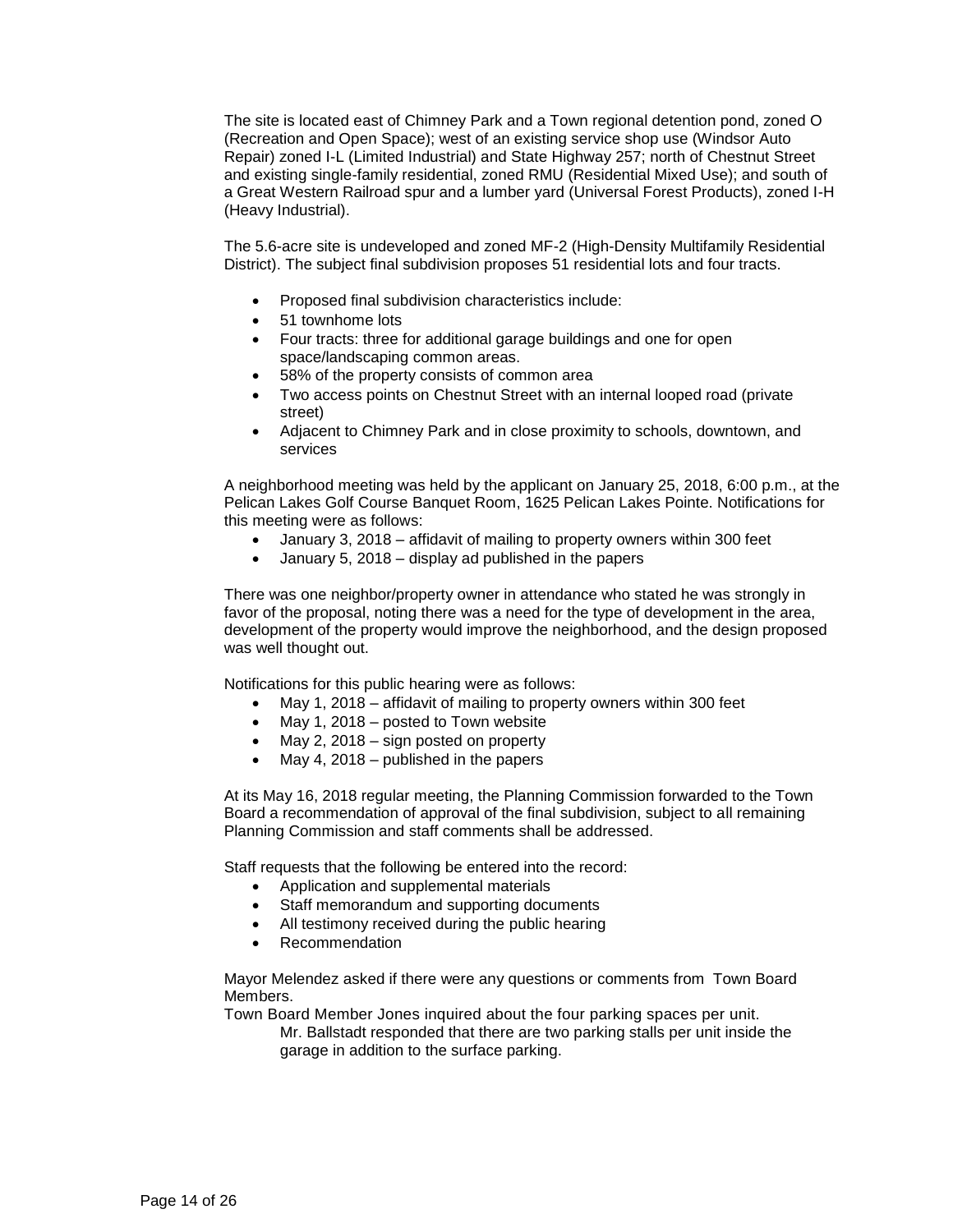The site is located east of Chimney Park and a Town regional detention pond, zoned O (Recreation and Open Space); west of an existing service shop use (Windsor Auto Repair) zoned I-L (Limited Industrial) and State Highway 257; north of Chestnut Street and existing single-family residential, zoned RMU (Residential Mixed Use); and south of a Great Western Railroad spur and a lumber yard (Universal Forest Products), zoned I-H (Heavy Industrial).

The 5.6-acre site is undeveloped and zoned MF-2 (High-Density Multifamily Residential District). The subject final subdivision proposes 51 residential lots and four tracts.

- Proposed final subdivision characteristics include:
- 51 townhome lots
- Four tracts: three for additional garage buildings and one for open space/landscaping common areas.
- 58% of the property consists of common area
- Two access points on Chestnut Street with an internal looped road (private street)
- Adjacent to Chimney Park and in close proximity to schools, downtown, and services

A neighborhood meeting was held by the applicant on January 25, 2018, 6:00 p.m., at the Pelican Lakes Golf Course Banquet Room, 1625 Pelican Lakes Pointe. Notifications for this meeting were as follows:

- January 3, 2018 – affidavit of mailing to property owners within 300 feet
- January 5, 2018 – display ad published in the papers

There was one neighbor/property owner in attendance who stated he was strongly in favor of the proposal, noting there was a need for the type of development in the area, development of the property would improve the neighborhood, and the design proposed was well thought out.

Notifications for this public hearing were as follows:

- May 1, 2018 – affidavit of mailing to property owners within 300 feet
- May 1, 2018 – posted to Town website
- May 2, 2018 – sign posted on property
- May 4, 2018 – published in the papers

At its May 16, 2018 regular meeting, the Planning Commission forwarded to the Town Board a recommendation of approval of the final subdivision, subject to all remaining Planning Commission and staff comments shall be addressed.

Staff requests that the following be entered into the record:

- Application and supplemental materials
- Staff memorandum and supporting documents
- All testimony received during the public hearing
- Recommendation

Mayor Melendez asked if there were any questions or comments from Town Board Members.

Town Board Member Jones inquired about the four parking spaces per unit.

Mr. Ballstadt responded that there are two parking stalls per unit inside the garage in addition to the surface parking.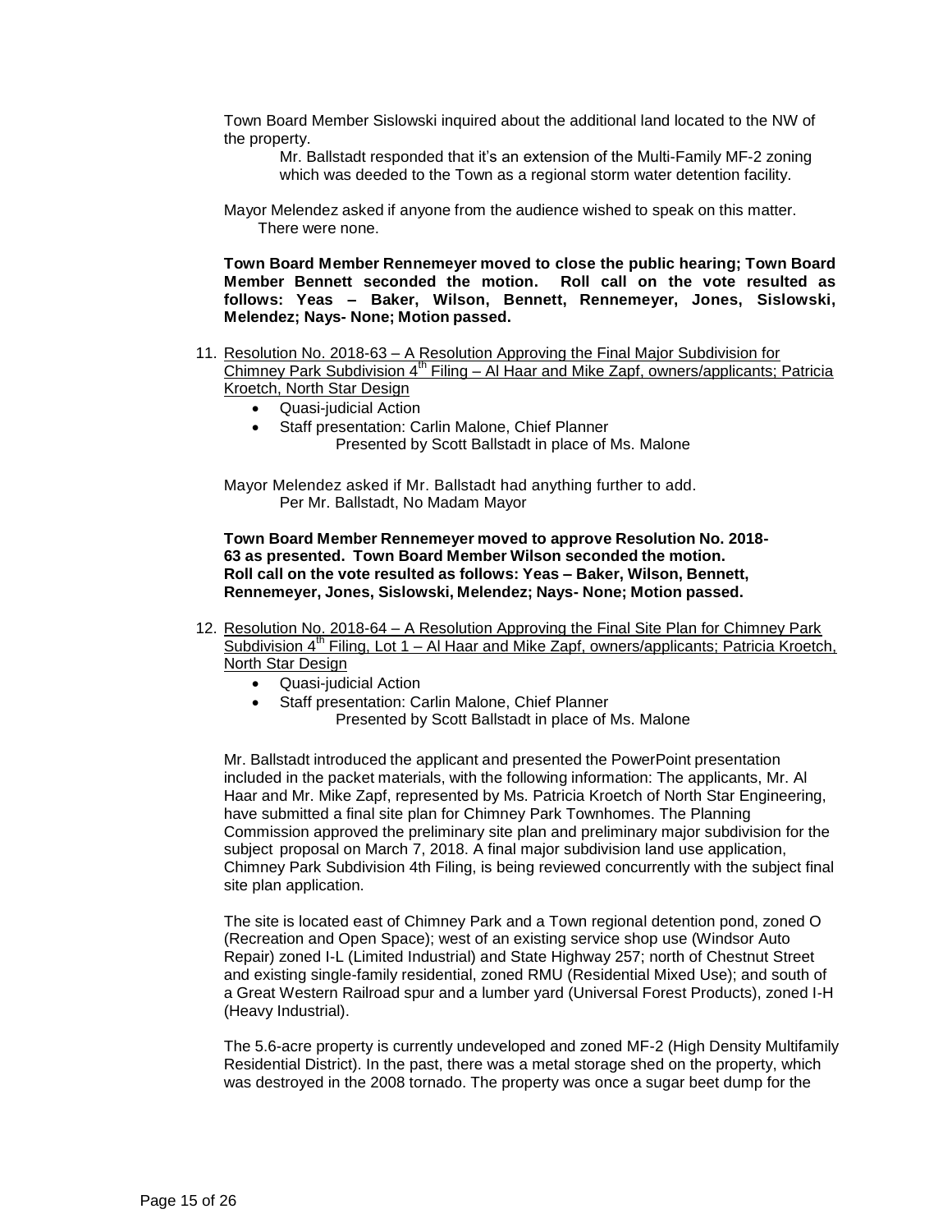Town Board Member Sislowski inquired about the additional land located to the NW of the property.

Mr. Ballstadt responded that it's an extension of the Multi-Family MF-2 zoning which was deeded to the Town as a regional storm water detention facility.

Mayor Melendez asked if anyone from the audience wished to speak on this matter.
There were none.

**Town Board Member Rennemeyer moved to close the public hearing; Town Board Member Bennett seconded the motion. Roll call on the vote resulted as follows: Yeas – Baker, Wilson, Bennett, Rennemeyer, Jones, Sislowski, Melendez; Nays- None; Motion passed.**

11. Resolution No. 2018-63 – A Resolution Approving the Final Major Subdivision for Chimney Park Subdivision 4th Filing – Al Haar and Mike Zapf, owners/applicants; Patricia Kroetch, North Star Design
    - Quasi-judicial Action
    - Staff presentation: Carlin Malone, Chief Planner
      Presented by Scott Ballstadt in place of Ms. Malone

Mayor Melendez asked if Mr. Ballstadt had anything further to add.
Per Mr. Ballstadt, No Madam Mayor

**Town Board Member Rennemeyer moved to approve Resolution No. 2018-63 as presented. Town Board Member Wilson seconded the motion. Roll call on the vote resulted as follows: Yeas – Baker, Wilson, Bennett, Rennemeyer, Jones, Sislowski, Melendez; Nays- None; Motion passed.**

12. Resolution No. 2018-64 – A Resolution Approving the Final Site Plan for Chimney Park Subdivision 4th Filing, Lot 1 – Al Haar and Mike Zapf, owners/applicants; Patricia Kroetch, North Star Design
    - Quasi-judicial Action
    - Staff presentation: Carlin Malone, Chief Planner
      Presented by Scott Ballstadt in place of Ms. Malone

Mr. Ballstadt introduced the applicant and presented the PowerPoint presentation included in the packet materials, with the following information: The applicants, Mr. Al Haar and Mr. Mike Zapf, represented by Ms. Patricia Kroetch of North Star Engineering, have submitted a final site plan for Chimney Park Townhomes. The Planning Commission approved the preliminary site plan and preliminary major subdivision for the subject proposal on March 7, 2018. A final major subdivision land use application, Chimney Park Subdivision 4th Filing, is being reviewed concurrently with the subject final site plan application.

The site is located east of Chimney Park and a Town regional detention pond, zoned O (Recreation and Open Space); west of an existing service shop use (Windsor Auto Repair) zoned I-L (Limited Industrial) and State Highway 257; north of Chestnut Street and existing single-family residential, zoned RMU (Residential Mixed Use); and south of a Great Western Railroad spur and a lumber yard (Universal Forest Products), zoned I-H (Heavy Industrial).

The 5.6-acre property is currently undeveloped and zoned MF-2 (High Density Multifamily Residential District). In the past, there was a metal storage shed on the property, which was destroyed in the 2008 tornado. The property was once a sugar beet dump for the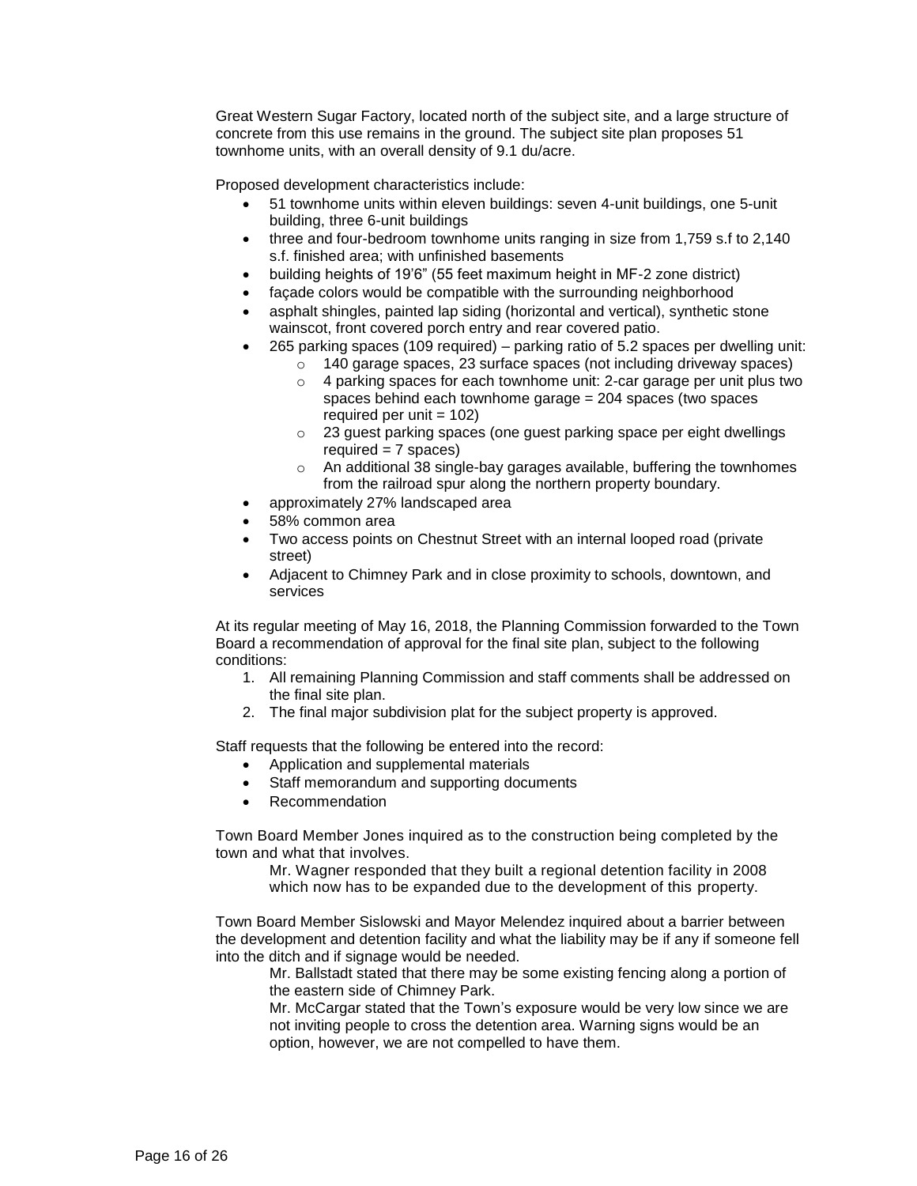Great Western Sugar Factory, located north of the subject site, and a large structure of concrete from this use remains in the ground. The subject site plan proposes 51 townhome units, with an overall density of 9.1 du/acre.

Proposed development characteristics include:

- 51 townhome units within eleven buildings: seven 4-unit buildings, one 5-unit building, three 6-unit buildings
- three and four-bedroom townhome units ranging in size from 1,759 s.f to 2,140 s.f. finished area; with unfinished basements
- building heights of 19'6" (55 feet maximum height in MF-2 zone district)
- façade colors would be compatible with the surrounding neighborhood
- asphalt shingles, painted lap siding (horizontal and vertical), synthetic stone wainscot, front covered porch entry and rear covered patio.
- 265 parking spaces (109 required) – parking ratio of 5.2 spaces per dwelling unit:
  - 140 garage spaces, 23 surface spaces (not including driveway spaces)
  - 4 parking spaces for each townhome unit: 2-car garage per unit plus two spaces behind each townhome garage = 204 spaces (two spaces required per unit = 102)
  - 23 guest parking spaces (one guest parking space per eight dwellings required = 7 spaces)
  - An additional 38 single-bay garages available, buffering the townhomes from the railroad spur along the northern property boundary.
- approximately 27% landscaped area
- 58% common area
- Two access points on Chestnut Street with an internal looped road (private street)
- Adjacent to Chimney Park and in close proximity to schools, downtown, and services

At its regular meeting of May 16, 2018, the Planning Commission forwarded to the Town Board a recommendation of approval for the final site plan, subject to the following conditions:

1. All remaining Planning Commission and staff comments shall be addressed on the final site plan.
2. The final major subdivision plat for the subject property is approved.

Staff requests that the following be entered into the record:

- Application and supplemental materials
- Staff memorandum and supporting documents
- Recommendation

Town Board Member Jones inquired as to the construction being completed by the town and what that involves.

> Mr. Wagner responded that they built a regional detention facility in 2008 which now has to be expanded due to the development of this property.

Town Board Member Sislowski and Mayor Melendez inquired about a barrier between the development and detention facility and what the liability may be if any if someone fell into the ditch and if signage would be needed.

> Mr. Ballstadt stated that there may be some existing fencing along a portion of the eastern side of Chimney Park.
>
> Mr. McCargar stated that the Town's exposure would be very low since we are not inviting people to cross the detention area. Warning signs would be an option, however, we are not compelled to have them.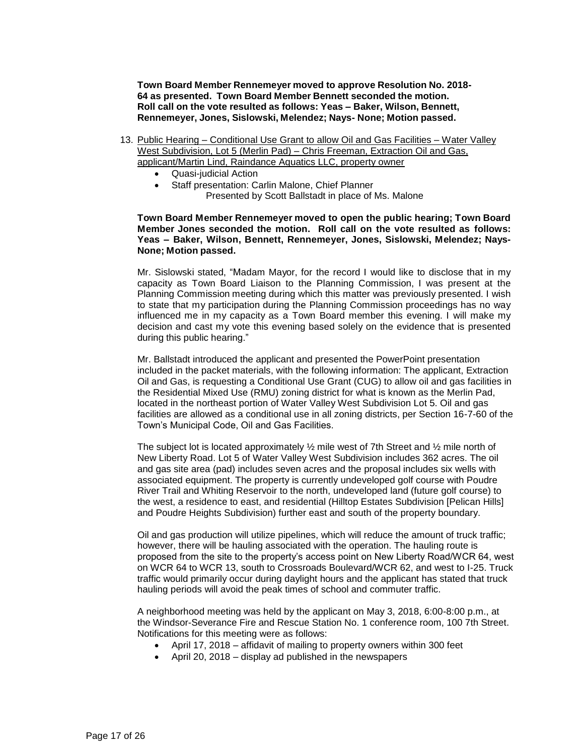**Town Board Member Rennemeyer moved to approve Resolution No. 2018-64 as presented. Town Board Member Bennett seconded the motion. Roll call on the vote resulted as follows: Yeas – Baker, Wilson, Bennett, Rennemeyer, Jones, Sislowski, Melendez; Nays- None; Motion passed.**

13. Public Hearing – Conditional Use Grant to allow Oil and Gas Facilities – Water Valley West Subdivision, Lot 5 (Merlin Pad) – Chris Freeman, Extraction Oil and Gas, applicant/Martin Lind, Raindance Aquatics LLC, property owner
    - Quasi-judicial Action
    - Staff presentation: Carlin Malone, Chief Planner
      Presented by Scott Ballstadt in place of Ms. Malone

**Town Board Member Rennemeyer moved to open the public hearing; Town Board Member Jones seconded the motion. Roll call on the vote resulted as follows: Yeas – Baker, Wilson, Bennett, Rennemeyer, Jones, Sislowski, Melendez; Nays-None; Motion passed.**

Mr. Sislowski stated, "Madam Mayor, for the record I would like to disclose that in my capacity as Town Board Liaison to the Planning Commission, I was present at the Planning Commission meeting during which this matter was previously presented. I wish to state that my participation during the Planning Commission proceedings has no way influenced me in my capacity as a Town Board member this evening. I will make my decision and cast my vote this evening based solely on the evidence that is presented during this public hearing."

Mr. Ballstadt introduced the applicant and presented the PowerPoint presentation included in the packet materials, with the following information: The applicant, Extraction Oil and Gas, is requesting a Conditional Use Grant (CUG) to allow oil and gas facilities in the Residential Mixed Use (RMU) zoning district for what is known as the Merlin Pad, located in the northeast portion of Water Valley West Subdivision Lot 5. Oil and gas facilities are allowed as a conditional use in all zoning districts, per Section 16-7-60 of the Town's Municipal Code, Oil and Gas Facilities.

The subject lot is located approximately ½ mile west of 7th Street and ½ mile north of New Liberty Road. Lot 5 of Water Valley West Subdivision includes 362 acres. The oil and gas site area (pad) includes seven acres and the proposal includes six wells with associated equipment. The property is currently undeveloped golf course with Poudre River Trail and Whiting Reservoir to the north, undeveloped land (future golf course) to the west, a residence to east, and residential (Hilltop Estates Subdivision [Pelican Hills] and Poudre Heights Subdivision) further east and south of the property boundary.

Oil and gas production will utilize pipelines, which will reduce the amount of truck traffic; however, there will be hauling associated with the operation. The hauling route is proposed from the site to the property's access point on New Liberty Road/WCR 64, west on WCR 64 to WCR 13, south to Crossroads Boulevard/WCR 62, and west to I-25. Truck traffic would primarily occur during daylight hours and the applicant has stated that truck hauling periods will avoid the peak times of school and commuter traffic.

A neighborhood meeting was held by the applicant on May 3, 2018, 6:00-8:00 p.m., at the Windsor-Severance Fire and Rescue Station No. 1 conference room, 100 7th Street. Notifications for this meeting were as follows:

- April 17, 2018 – affidavit of mailing to property owners within 300 feet
- April 20, 2018 – display ad published in the newspapers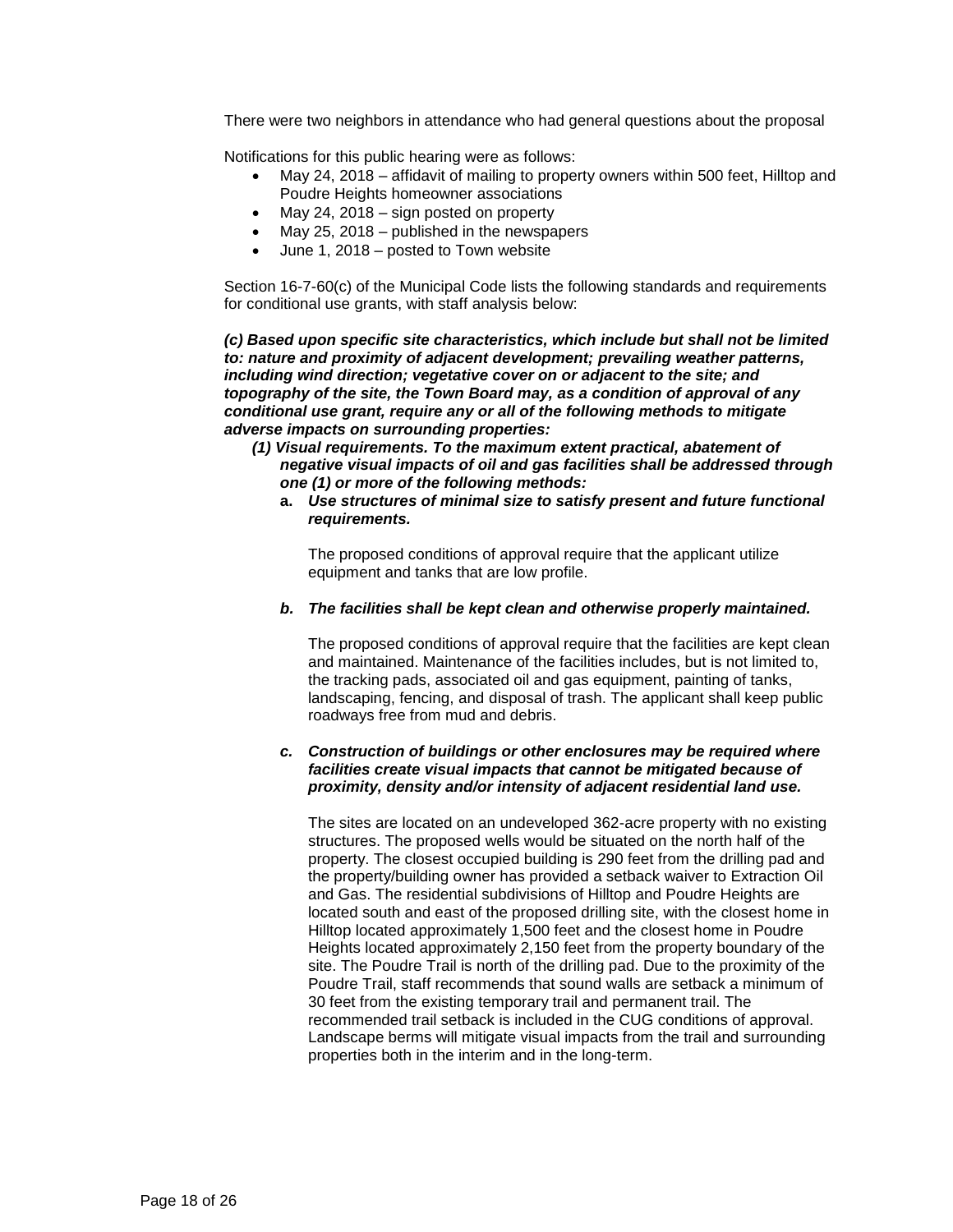There were two neighbors in attendance who had general questions about the proposal

Notifications for this public hearing were as follows:

- May 24, 2018 – affidavit of mailing to property owners within 500 feet, Hilltop and Poudre Heights homeowner associations
- May 24, 2018 – sign posted on property
- May 25, 2018 – published in the newspapers
- June 1, 2018 – posted to Town website

Section 16-7-60(c) of the Municipal Code lists the following standards and requirements for conditional use grants, with staff analysis below:

***(c) Based upon specific site characteristics, which include but shall not be limited to: nature and proximity of adjacent development; prevailing weather patterns, including wind direction; vegetative cover on or adjacent to the site; and topography of the site, the Town Board may, as a condition of approval of any conditional use grant, require any or all of the following methods to mitigate adverse impacts on surrounding properties:***

***(1) Visual requirements. To the maximum extent practical, abatement of negative visual impacts of oil and gas facilities shall be addressed through one (1) or more of the following methods:***

**a.** ***Use structures of minimal size to satisfy present and future functional requirements.***

The proposed conditions of approval require that the applicant utilize equipment and tanks that are low profile.

***b. The facilities shall be kept clean and otherwise properly maintained.***

The proposed conditions of approval require that the facilities are kept clean and maintained. Maintenance of the facilities includes, but is not limited to, the tracking pads, associated oil and gas equipment, painting of tanks, landscaping, fencing, and disposal of trash. The applicant shall keep public roadways free from mud and debris.

***c. Construction of buildings or other enclosures may be required where facilities create visual impacts that cannot be mitigated because of proximity, density and/or intensity of adjacent residential land use.***

The sites are located on an undeveloped 362-acre property with no existing structures. The proposed wells would be situated on the north half of the property. The closest occupied building is 290 feet from the drilling pad and the property/building owner has provided a setback waiver to Extraction Oil and Gas. The residential subdivisions of Hilltop and Poudre Heights are located south and east of the proposed drilling site, with the closest home in Hilltop located approximately 1,500 feet and the closest home in Poudre Heights located approximately 2,150 feet from the property boundary of the site. The Poudre Trail is north of the drilling pad. Due to the proximity of the Poudre Trail, staff recommends that sound walls are setback a minimum of 30 feet from the existing temporary trail and permanent trail. The recommended trail setback is included in the CUG conditions of approval. Landscape berms will mitigate visual impacts from the trail and surrounding properties both in the interim and in the long-term.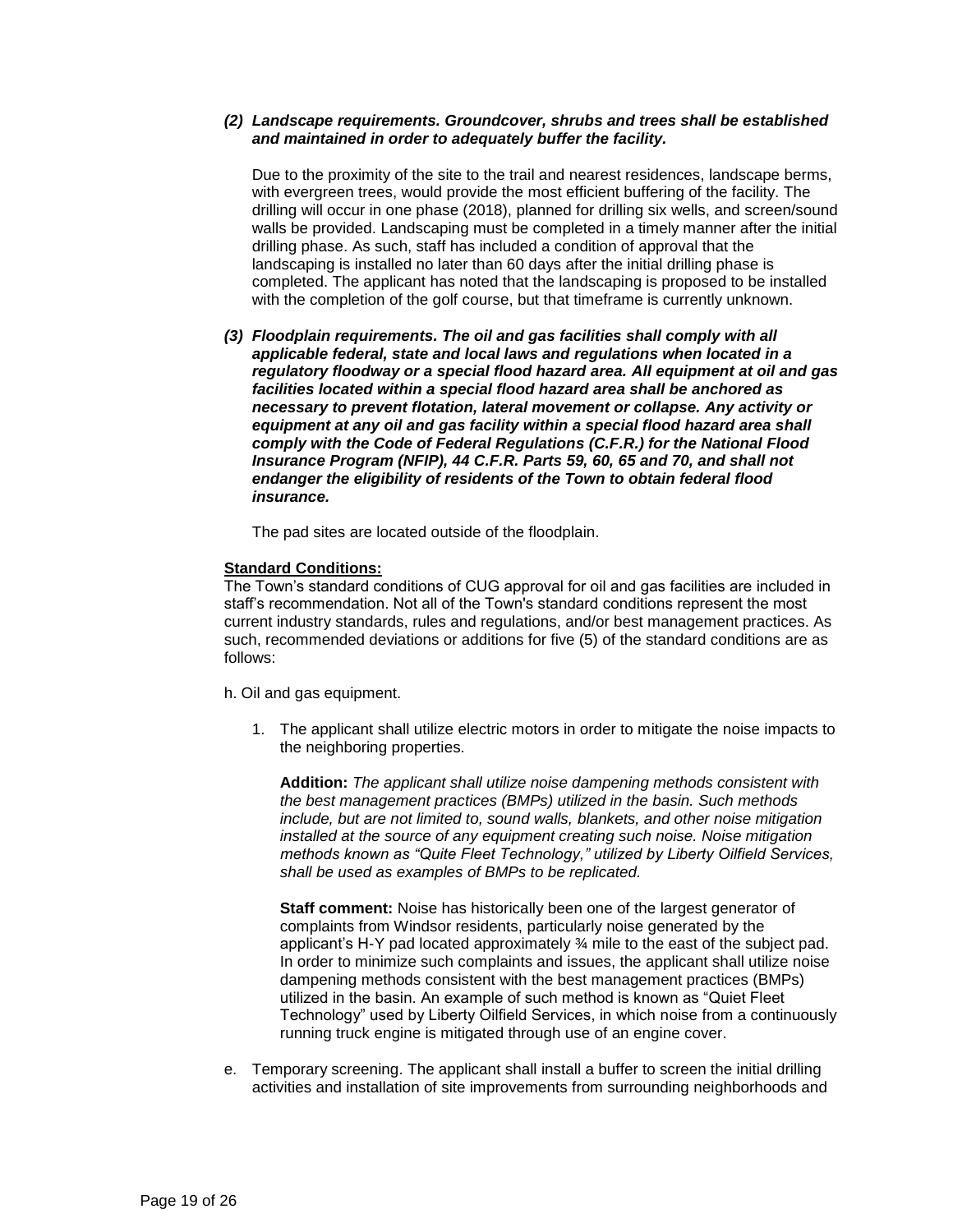***(2) Landscape requirements. Groundcover, shrubs and trees shall be established and maintained in order to adequately buffer the facility.***

Due to the proximity of the site to the trail and nearest residences, landscape berms, with evergreen trees, would provide the most efficient buffering of the facility. The drilling will occur in one phase (2018), planned for drilling six wells, and screen/sound walls be provided. Landscaping must be completed in a timely manner after the initial drilling phase. As such, staff has included a condition of approval that the landscaping is installed no later than 60 days after the initial drilling phase is completed. The applicant has noted that the landscaping is proposed to be installed with the completion of the golf course, but that timeframe is currently unknown.

***(3) Floodplain requirements. The oil and gas facilities shall comply with all applicable federal, state and local laws and regulations when located in a regulatory floodway or a special flood hazard area. All equipment at oil and gas facilities located within a special flood hazard area shall be anchored as necessary to prevent flotation, lateral movement or collapse. Any activity or equipment at any oil and gas facility within a special flood hazard area shall comply with the Code of Federal Regulations (C.F.R.) for the National Flood Insurance Program (NFIP), 44 C.F.R. Parts 59, 60, 65 and 70, and shall not endanger the eligibility of residents of the Town to obtain federal flood insurance.***

The pad sites are located outside of the floodplain.

**Standard Conditions:**

The Town's standard conditions of CUG approval for oil and gas facilities are included in staff's recommendation. Not all of the Town's standard conditions represent the most current industry standards, rules and regulations, and/or best management practices. As such, recommended deviations or additions for five (5) of the standard conditions are as follows:

h. Oil and gas equipment.

1. The applicant shall utilize electric motors in order to mitigate the noise impacts to the neighboring properties.

   **Addition:** *The applicant shall utilize noise dampening methods consistent with the best management practices (BMPs) utilized in the basin. Such methods include, but are not limited to, sound walls, blankets, and other noise mitigation installed at the source of any equipment creating such noise. Noise mitigation methods known as "Quite Fleet Technology," utilized by Liberty Oilfield Services, shall be used as examples of BMPs to be replicated.*

   **Staff comment:** Noise has historically been one of the largest generator of complaints from Windsor residents, particularly noise generated by the applicant's H-Y pad located approximately ¾ mile to the east of the subject pad. In order to minimize such complaints and issues, the applicant shall utilize noise dampening methods consistent with the best management practices (BMPs) utilized in the basin. An example of such method is known as "Quiet Fleet Technology" used by Liberty Oilfield Services, in which noise from a continuously running truck engine is mitigated through use of an engine cover.

e. Temporary screening. The applicant shall install a buffer to screen the initial drilling activities and installation of site improvements from surrounding neighborhoods and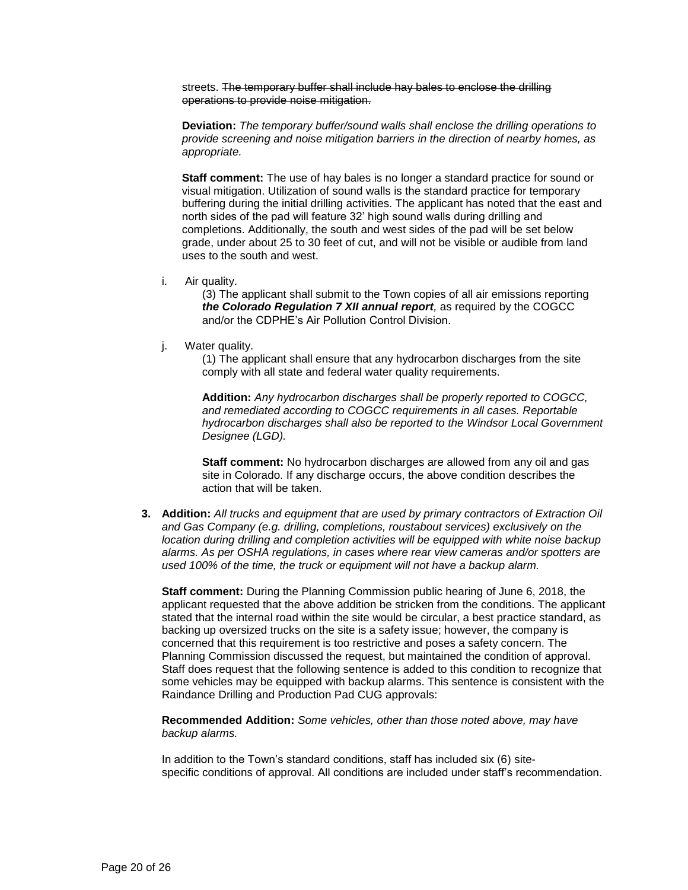streets. ~~The temporary buffer shall include hay bales to enclose the drilling operations to provide noise mitigation.~~

**Deviation:** *The temporary buffer/sound walls shall enclose the drilling operations to provide screening and noise mitigation barriers in the direction of nearby homes, as appropriate.*

**Staff comment:** The use of hay bales is no longer a standard practice for sound or visual mitigation. Utilization of sound walls is the standard practice for temporary buffering during the initial drilling activities. The applicant has noted that the east and north sides of the pad will feature 32' high sound walls during drilling and completions. Additionally, the south and west sides of the pad will be set below grade, under about 25 to 30 feet of cut, and will not be visible or audible from land uses to the south and west.

i. Air quality.

(3) The applicant shall submit to the Town copies of all air emissions reporting ***the Colorado Regulation 7 XII annual report,*** as required by the COGCC and/or the CDPHE's Air Pollution Control Division.

j. Water quality.

(1) The applicant shall ensure that any hydrocarbon discharges from the site comply with all state and federal water quality requirements.

**Addition:** *Any hydrocarbon discharges shall be properly reported to COGCC, and remediated according to COGCC requirements in all cases. Reportable hydrocarbon discharges shall also be reported to the Windsor Local Government Designee (LGD).*

**Staff comment:** No hydrocarbon discharges are allowed from any oil and gas site in Colorado. If any discharge occurs, the above condition describes the action that will be taken.

**3. Addition:** *All trucks and equipment that are used by primary contractors of Extraction Oil and Gas Company (e.g. drilling, completions, roustabout services) exclusively on the location during drilling and completion activities will be equipped with white noise backup alarms. As per OSHA regulations, in cases where rear view cameras and/or spotters are used 100% of the time, the truck or equipment will not have a backup alarm.*

**Staff comment:** During the Planning Commission public hearing of June 6, 2018, the applicant requested that the above addition be stricken from the conditions. The applicant stated that the internal road within the site would be circular, a best practice standard, as backing up oversized trucks on the site is a safety issue; however, the company is concerned that this requirement is too restrictive and poses a safety concern. The Planning Commission discussed the request, but maintained the condition of approval. Staff does request that the following sentence is added to this condition to recognize that some vehicles may be equipped with backup alarms. This sentence is consistent with the Raindance Drilling and Production Pad CUG approvals:

**Recommended Addition:** *Some vehicles, other than those noted above, may have backup alarms.*

In addition to the Town's standard conditions, staff has included six (6) site-specific conditions of approval. All conditions are included under staff's recommendation.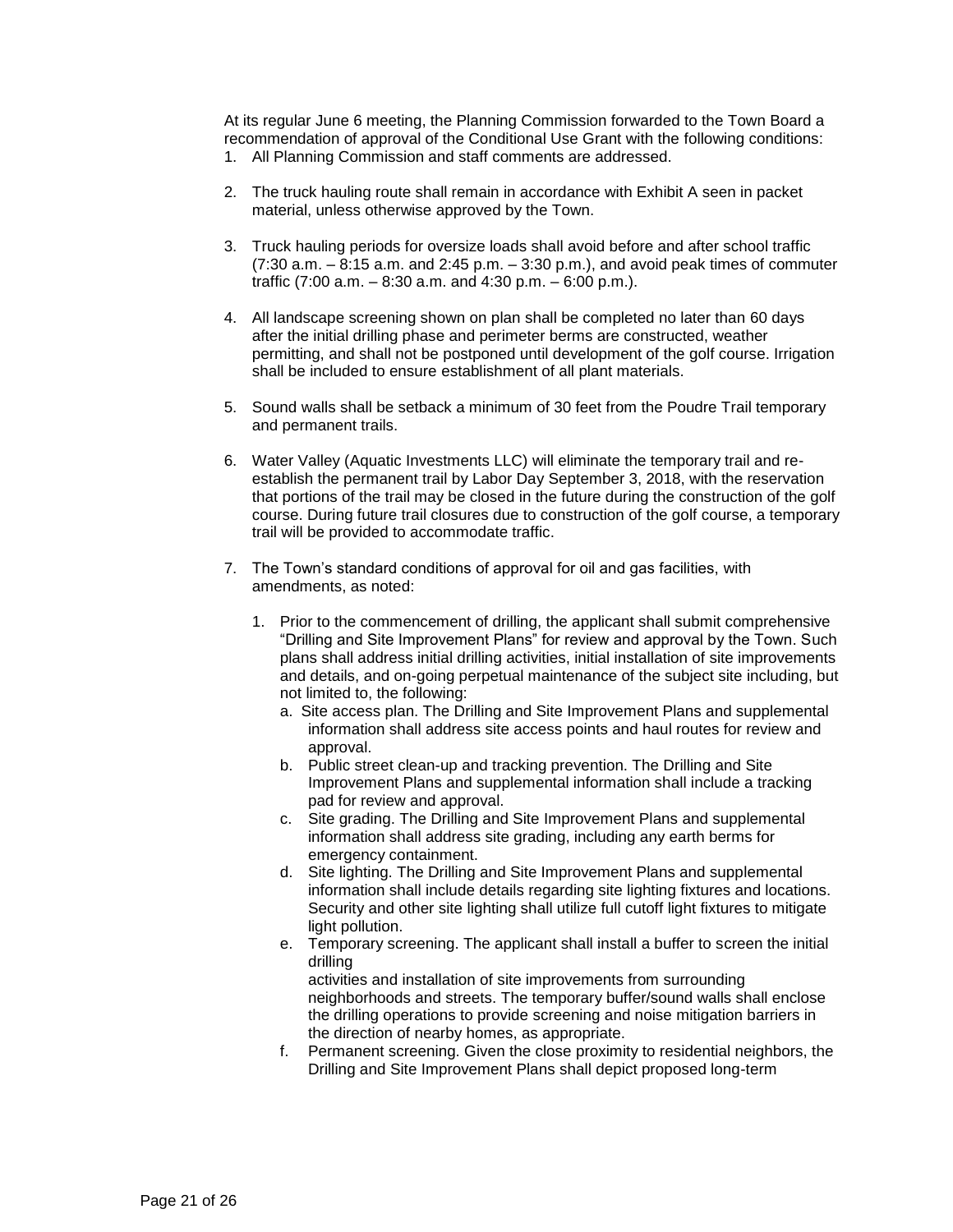At its regular June 6 meeting, the Planning Commission forwarded to the Town Board a recommendation of approval of the Conditional Use Grant with the following conditions:

1. All Planning Commission and staff comments are addressed.

2. The truck hauling route shall remain in accordance with Exhibit A seen in packet material, unless otherwise approved by the Town.

3. Truck hauling periods for oversize loads shall avoid before and after school traffic (7:30 a.m. – 8:15 a.m. and 2:45 p.m. – 3:30 p.m.), and avoid peak times of commuter traffic (7:00 a.m. – 8:30 a.m. and 4:30 p.m. – 6:00 p.m.).

4. All landscape screening shown on plan shall be completed no later than 60 days after the initial drilling phase and perimeter berms are constructed, weather permitting, and shall not be postponed until development of the golf course. Irrigation shall be included to ensure establishment of all plant materials.

5. Sound walls shall be setback a minimum of 30 feet from the Poudre Trail temporary and permanent trails.

6. Water Valley (Aquatic Investments LLC) will eliminate the temporary trail and re-establish the permanent trail by Labor Day September 3, 2018, with the reservation that portions of the trail may be closed in the future during the construction of the golf course. During future trail closures due to construction of the golf course, a temporary trail will be provided to accommodate traffic.

7. The Town's standard conditions of approval for oil and gas facilities, with amendments, as noted:

   1. Prior to the commencement of drilling, the applicant shall submit comprehensive "Drilling and Site Improvement Plans" for review and approval by the Town. Such plans shall address initial drilling activities, initial installation of site improvements and details, and on-going perpetual maintenance of the subject site including, but not limited to, the following:
      a. Site access plan. The Drilling and Site Improvement Plans and supplemental information shall address site access points and haul routes for review and approval.
      b. Public street clean-up and tracking prevention. The Drilling and Site Improvement Plans and supplemental information shall include a tracking pad for review and approval.
      c. Site grading. The Drilling and Site Improvement Plans and supplemental information shall address site grading, including any earth berms for emergency containment.
      d. Site lighting. The Drilling and Site Improvement Plans and supplemental information shall include details regarding site lighting fixtures and locations. Security and other site lighting shall utilize full cutoff light fixtures to mitigate light pollution.
      e. Temporary screening. The applicant shall install a buffer to screen the initial drilling activities and installation of site improvements from surrounding neighborhoods and streets. The temporary buffer/sound walls shall enclose the drilling operations to provide screening and noise mitigation barriers in the direction of nearby homes, as appropriate.
      f. Permanent screening. Given the close proximity to residential neighbors, the Drilling and Site Improvement Plans shall depict proposed long-term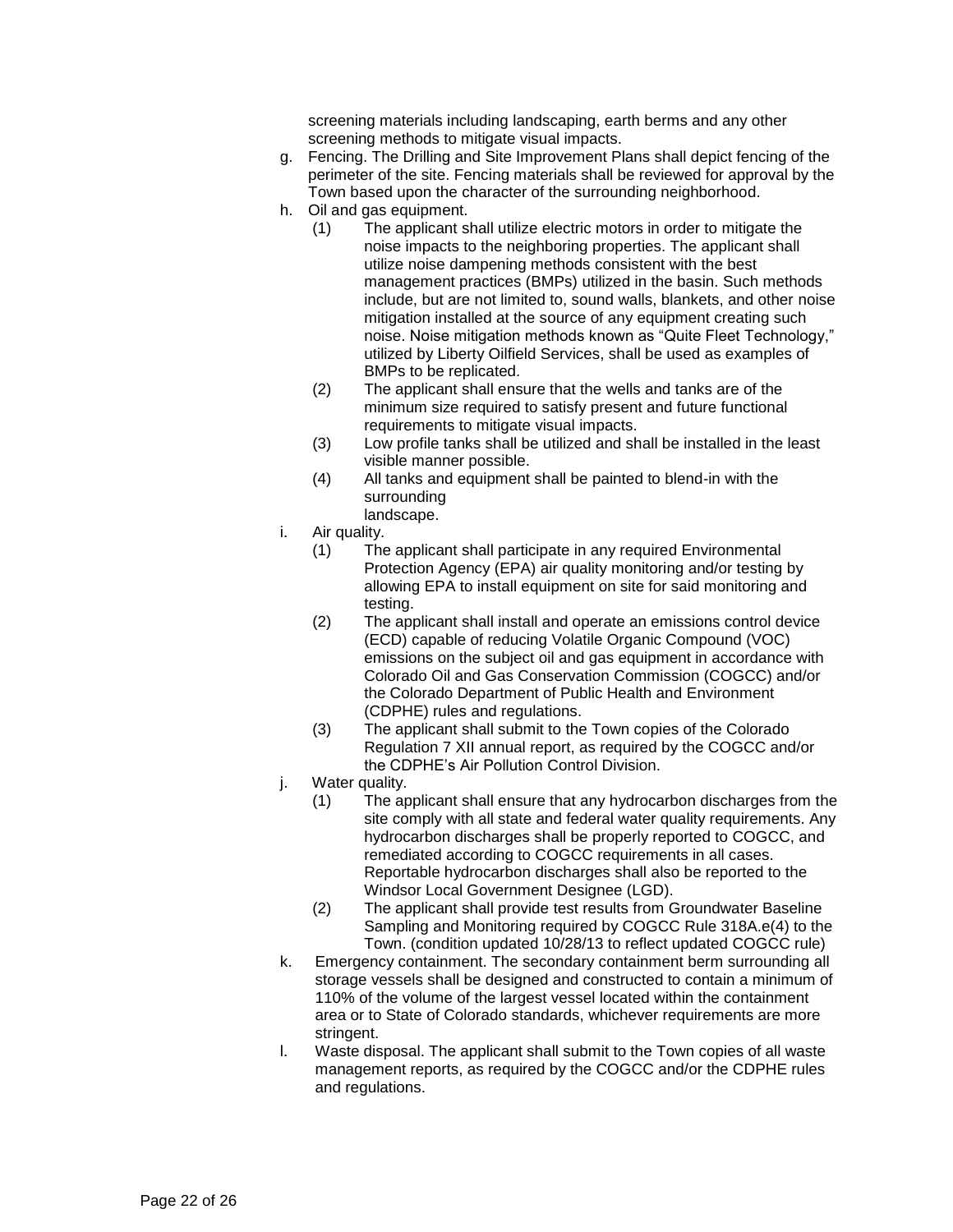screening materials including landscaping, earth berms and any other screening methods to mitigate visual impacts.

g. Fencing. The Drilling and Site Improvement Plans shall depict fencing of the perimeter of the site. Fencing materials shall be reviewed for approval by the Town based upon the character of the surrounding neighborhood.

h. Oil and gas equipment.
   (1) The applicant shall utilize electric motors in order to mitigate the noise impacts to the neighboring properties. The applicant shall utilize noise dampening methods consistent with the best management practices (BMPs) utilized in the basin. Such methods include, but are not limited to, sound walls, blankets, and other noise mitigation installed at the source of any equipment creating such noise. Noise mitigation methods known as “Quite Fleet Technology,” utilized by Liberty Oilfield Services, shall be used as examples of BMPs to be replicated.
   (2) The applicant shall ensure that the wells and tanks are of the minimum size required to satisfy present and future functional requirements to mitigate visual impacts.
   (3) Low profile tanks shall be utilized and shall be installed in the least visible manner possible.
   (4) All tanks and equipment shall be painted to blend-in with the surrounding landscape.

i. Air quality.
   (1) The applicant shall participate in any required Environmental Protection Agency (EPA) air quality monitoring and/or testing by allowing EPA to install equipment on site for said monitoring and testing.
   (2) The applicant shall install and operate an emissions control device (ECD) capable of reducing Volatile Organic Compound (VOC) emissions on the subject oil and gas equipment in accordance with Colorado Oil and Gas Conservation Commission (COGCC) and/or the Colorado Department of Public Health and Environment (CDPHE) rules and regulations.
   (3) The applicant shall submit to the Town copies of the Colorado Regulation 7 XII annual report, as required by the COGCC and/or the CDPHE’s Air Pollution Control Division.

j. Water quality.
   (1) The applicant shall ensure that any hydrocarbon discharges from the site comply with all state and federal water quality requirements. Any hydrocarbon discharges shall be properly reported to COGCC, and remediated according to COGCC requirements in all cases. Reportable hydrocarbon discharges shall also be reported to the Windsor Local Government Designee (LGD).
   (2) The applicant shall provide test results from Groundwater Baseline Sampling and Monitoring required by COGCC Rule 318A.e(4) to the Town. (condition updated 10/28/13 to reflect updated COGCC rule)

k. Emergency containment. The secondary containment berm surrounding all storage vessels shall be designed and constructed to contain a minimum of 110% of the volume of the largest vessel located within the containment area or to State of Colorado standards, whichever requirements are more stringent.

l. Waste disposal. The applicant shall submit to the Town copies of all waste management reports, as required by the COGCC and/or the CDPHE rules and regulations.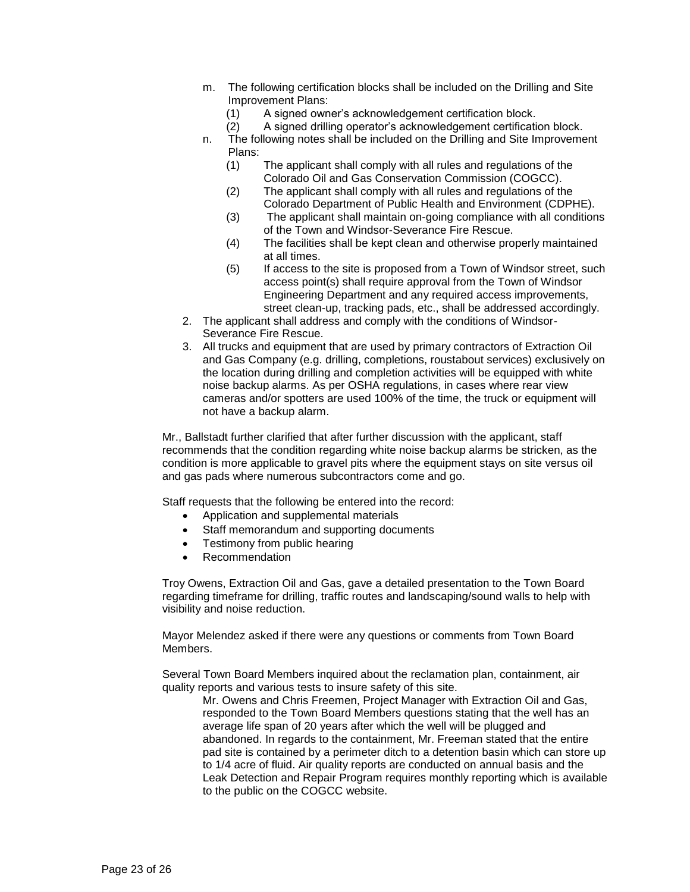m. The following certification blocks shall be included on the Drilling and Site Improvement Plans:
   (1) A signed owner's acknowledgement certification block.
   (2) A signed drilling operator's acknowledgement certification block.

n. The following notes shall be included on the Drilling and Site Improvement Plans:
   (1) The applicant shall comply with all rules and regulations of the Colorado Oil and Gas Conservation Commission (COGCC).
   (2) The applicant shall comply with all rules and regulations of the Colorado Department of Public Health and Environment (CDPHE).
   (3) The applicant shall maintain on-going compliance with all conditions of the Town and Windsor-Severance Fire Rescue.
   (4) The facilities shall be kept clean and otherwise properly maintained at all times.
   (5) If access to the site is proposed from a Town of Windsor street, such access point(s) shall require approval from the Town of Windsor Engineering Department and any required access improvements, street clean-up, tracking pads, etc., shall be addressed accordingly.

2. The applicant shall address and comply with the conditions of Windsor-Severance Fire Rescue.
3. All trucks and equipment that are used by primary contractors of Extraction Oil and Gas Company (e.g. drilling, completions, roustabout services) exclusively on the location during drilling and completion activities will be equipped with white noise backup alarms. As per OSHA regulations, in cases where rear view cameras and/or spotters are used 100% of the time, the truck or equipment will not have a backup alarm.

Mr., Ballstadt further clarified that after further discussion with the applicant, staff recommends that the condition regarding white noise backup alarms be stricken, as the condition is more applicable to gravel pits where the equipment stays on site versus oil and gas pads where numerous subcontractors come and go.

Staff requests that the following be entered into the record:

- Application and supplemental materials
- Staff memorandum and supporting documents
- Testimony from public hearing
- Recommendation

Troy Owens, Extraction Oil and Gas, gave a detailed presentation to the Town Board regarding timeframe for drilling, traffic routes and landscaping/sound walls to help with visibility and noise reduction.

Mayor Melendez asked if there were any questions or comments from Town Board Members.

Several Town Board Members inquired about the reclamation plan, containment, air quality reports and various tests to insure safety of this site.

> Mr. Owens and Chris Freemen, Project Manager with Extraction Oil and Gas, responded to the Town Board Members questions stating that the well has an average life span of 20 years after which the well will be plugged and abandoned. In regards to the containment, Mr. Freeman stated that the entire pad site is contained by a perimeter ditch to a detention basin which can store up to 1/4 acre of fluid. Air quality reports are conducted on annual basis and the Leak Detection and Repair Program requires monthly reporting which is available to the public on the COGCC website.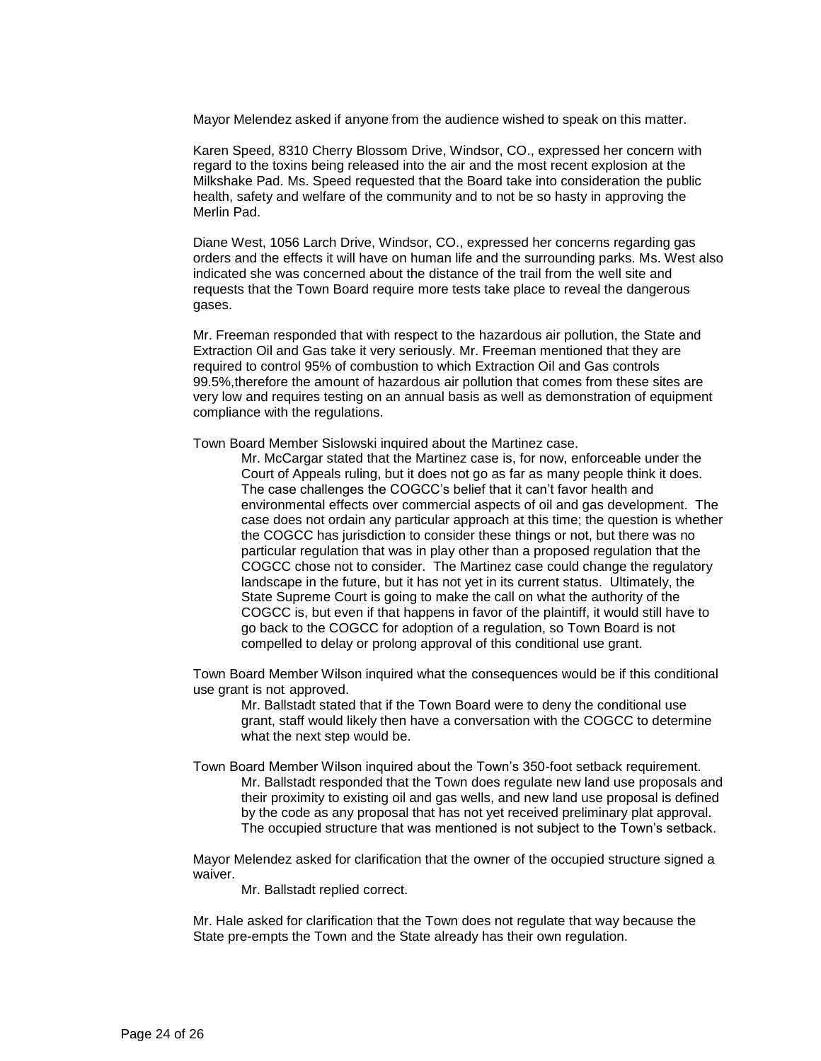Mayor Melendez asked if anyone from the audience wished to speak on this matter.

Karen Speed, 8310 Cherry Blossom Drive, Windsor, CO., expressed her concern with regard to the toxins being released into the air and the most recent explosion at the Milkshake Pad. Ms. Speed requested that the Board take into consideration the public health, safety and welfare of the community and to not be so hasty in approving the Merlin Pad.

Diane West, 1056 Larch Drive, Windsor, CO., expressed her concerns regarding gas orders and the effects it will have on human life and the surrounding parks. Ms. West also indicated she was concerned about the distance of the trail from the well site and requests that the Town Board require more tests take place to reveal the dangerous gases.

Mr. Freeman responded that with respect to the hazardous air pollution, the State and Extraction Oil and Gas take it very seriously. Mr. Freeman mentioned that they are required to control 95% of combustion to which Extraction Oil and Gas controls 99.5%,therefore the amount of hazardous air pollution that comes from these sites are very low and requires testing on an annual basis as well as demonstration of equipment compliance with the regulations.

Town Board Member Sislowski inquired about the Martinez case.

> Mr. McCargar stated that the Martinez case is, for now, enforceable under the Court of Appeals ruling, but it does not go as far as many people think it does. The case challenges the COGCC's belief that it can't favor health and environmental effects over commercial aspects of oil and gas development. The case does not ordain any particular approach at this time; the question is whether the COGCC has jurisdiction to consider these things or not, but there was no particular regulation that was in play other than a proposed regulation that the COGCC chose not to consider. The Martinez case could change the regulatory landscape in the future, but it has not yet in its current status. Ultimately, the State Supreme Court is going to make the call on what the authority of the COGCC is, but even if that happens in favor of the plaintiff, it would still have to go back to the COGCC for adoption of a regulation, so Town Board is not compelled to delay or prolong approval of this conditional use grant.

Town Board Member Wilson inquired what the consequences would be if this conditional use grant is not approved.

> Mr. Ballstadt stated that if the Town Board were to deny the conditional use grant, staff would likely then have a conversation with the COGCC to determine what the next step would be.

Town Board Member Wilson inquired about the Town's 350-foot setback requirement.

> Mr. Ballstadt responded that the Town does regulate new land use proposals and their proximity to existing oil and gas wells, and new land use proposal is defined by the code as any proposal that has not yet received preliminary plat approval. The occupied structure that was mentioned is not subject to the Town's setback.

Mayor Melendez asked for clarification that the owner of the occupied structure signed a waiver.

> Mr. Ballstadt replied correct.

Mr. Hale asked for clarification that the Town does not regulate that way because the State pre-empts the Town and the State already has their own regulation.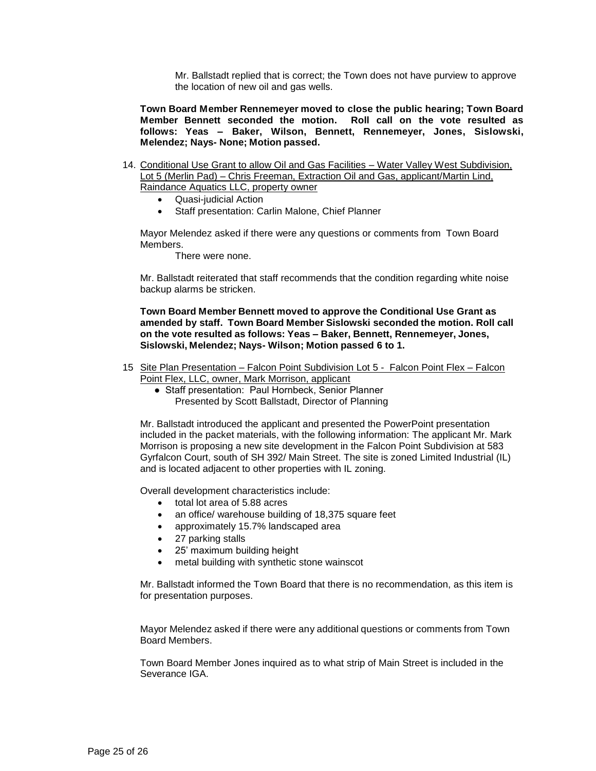Mr. Ballstadt replied that is correct; the Town does not have purview to approve the location of new oil and gas wells.

**Town Board Member Rennemeyer moved to close the public hearing; Town Board Member Bennett seconded the motion. Roll call on the vote resulted as follows: Yeas – Baker, Wilson, Bennett, Rennemeyer, Jones, Sislowski, Melendez; Nays- None; Motion passed.**

14. Conditional Use Grant to allow Oil and Gas Facilities – Water Valley West Subdivision, Lot 5 (Merlin Pad) – Chris Freeman, Extraction Oil and Gas, applicant/Martin Lind, Raindance Aquatics LLC, property owner
    - Quasi-judicial Action
    - Staff presentation: Carlin Malone, Chief Planner

Mayor Melendez asked if there were any questions or comments from Town Board Members.

There were none.

Mr. Ballstadt reiterated that staff recommends that the condition regarding white noise backup alarms be stricken.

**Town Board Member Bennett moved to approve the Conditional Use Grant as amended by staff. Town Board Member Sislowski seconded the motion. Roll call on the vote resulted as follows: Yeas – Baker, Bennett, Rennemeyer, Jones, Sislowski, Melendez; Nays- Wilson; Motion passed 6 to 1.**

15 Site Plan Presentation – Falcon Point Subdivision Lot 5 - Falcon Point Flex – Falcon Point Flex, LLC, owner, Mark Morrison, applicant
   - Staff presentation: Paul Hornbeck, Senior Planner
     Presented by Scott Ballstadt, Director of Planning

Mr. Ballstadt introduced the applicant and presented the PowerPoint presentation included in the packet materials, with the following information: The applicant Mr. Mark Morrison is proposing a new site development in the Falcon Point Subdivision at 583 Gyrfalcon Court, south of SH 392/ Main Street. The site is zoned Limited Industrial (IL) and is located adjacent to other properties with IL zoning.

Overall development characteristics include:

- total lot area of 5.88 acres
- an office/ warehouse building of 18,375 square feet
- approximately 15.7% landscaped area
- 27 parking stalls
- 25' maximum building height
- metal building with synthetic stone wainscot

Mr. Ballstadt informed the Town Board that there is no recommendation, as this item is for presentation purposes.

Mayor Melendez asked if there were any additional questions or comments from Town Board Members.

Town Board Member Jones inquired as to what strip of Main Street is included in the Severance IGA.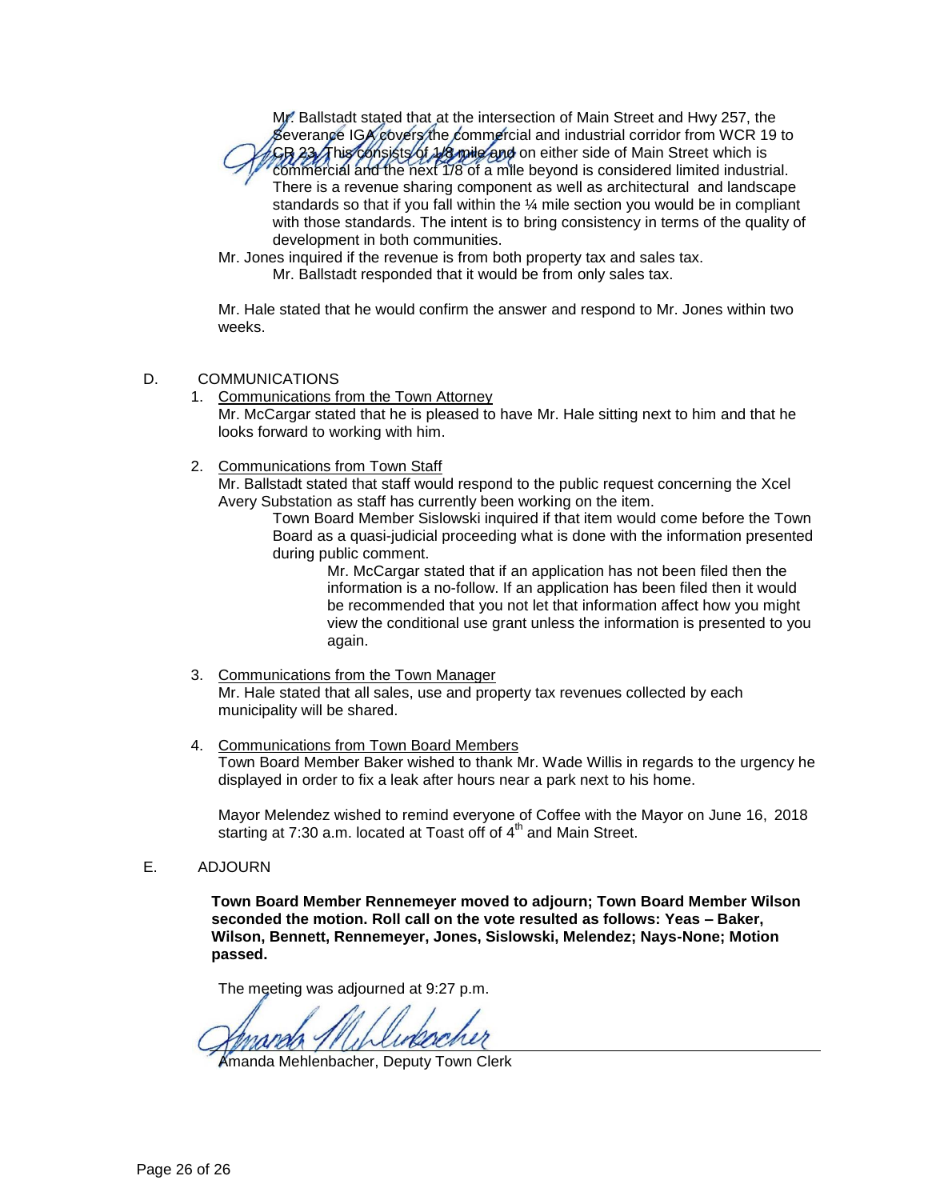Mr. Ballstadt stated that at the intersection of Main Street and Hwy 257, the Severance IGA covers the commercial and industrial corridor from WCR 19 to CR 23. This consists of 1/8 mile and on either side of Main Street which is commercial and the next 1/8 of a mile beyond is considered limited industrial. There is a revenue sharing component as well as architectural and landscape standards so that if you fall within the ¼ mile section you would be in compliant with those standards. The intent is to bring consistency in terms of the quality of development in both communities.

Mr. Jones inquired if the revenue is from both property tax and sales tax.

Mr. Ballstadt responded that it would be from only sales tax.

Mr. Hale stated that he would confirm the answer and respond to Mr. Jones within two weeks.

D. COMMUNICATIONS

1. Communications from the Town Attorney
   Mr. McCargar stated that he is pleased to have Mr. Hale sitting next to him and that he looks forward to working with him.

2. Communications from Town Staff
   Mr. Ballstadt stated that staff would respond to the public request concerning the Xcel Avery Substation as staff has currently been working on the item.

   Town Board Member Sislowski inquired if that item would come before the Town Board as a quasi-judicial proceeding what is done with the information presented during public comment.

   Mr. McCargar stated that if an application has not been filed then the information is a no-follow. If an application has been filed then it would be recommended that you not let that information affect how you might view the conditional use grant unless the information is presented to you again.

3. Communications from the Town Manager
   Mr. Hale stated that all sales, use and property tax revenues collected by each municipality will be shared.

4. Communications from Town Board Members
   Town Board Member Baker wished to thank Mr. Wade Willis in regards to the urgency he displayed in order to fix a leak after hours near a park next to his home.

   Mayor Melendez wished to remind everyone of Coffee with the Mayor on June 16, 2018 starting at 7:30 a.m. located at Toast off of 4th and Main Street.

E. ADJOURN

**Town Board Member Rennemeyer moved to adjourn; Town Board Member Wilson seconded the motion. Roll call on the vote resulted as follows: Yeas – Baker, Wilson, Bennett, Rennemeyer, Jones, Sislowski, Melendez; Nays-None; Motion passed.**

The meeting was adjourned at 9:27 p.m.

Amanda Mehlenbacher, Deputy Town Clerk